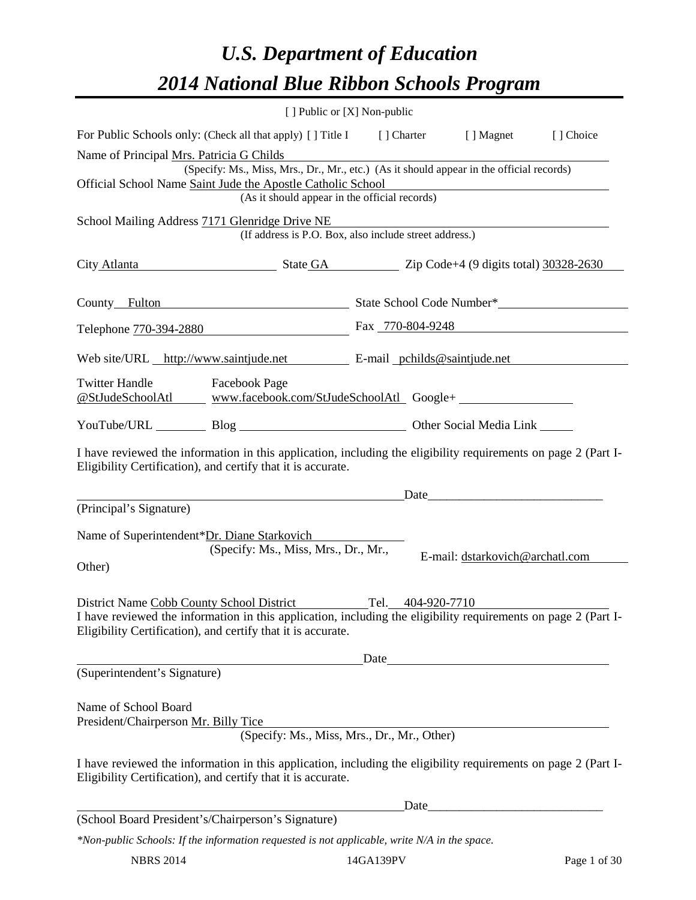# U.S. Department of Education

# 2014 National Blue Ribbon Schools Program

[ ] Public or [X] Non-public

For Public Schools only: (Check all that apply) [ ] Title I [ ] Charter [ ] Magnet [ ] Choice

Name of Principal Mrs. Patricia G Childs
(Specify: Ms., Miss, Mrs., Dr., Mr., etc.) (As it should appear in the official records)

Official School Name Saint Jude the Apostle Catholic School
(As it should appear in the official records)

School Mailing Address 7171 Glenridge Drive NE
(If address is P.O. Box, also include street address.)

City Atlanta State GA Zip Code+4 (9 digits total) 30328-2630

County Fulton State School Code Number*

Telephone 770-394-2880 Fax 770-804-9248

Web site/URL http://www.saintjude.net E-mail pchilds@saintjude.net

Twitter Handle @StJudeSchoolAtl Facebook Page www.facebook.com/StJudeSchoolAtl Google+

YouTube/URL Blog Other Social Media Link

I have reviewed the information in this application, including the eligibility requirements on page 2 (Part I-Eligibility Certification), and certify that it is accurate.

Date\_\_\_\_\_\_\_\_\_\_\_\_\_\_\_\_\_\_\_\_\_\_\_\_\_\_\_\_

(Principal's Signature)

Name of Superintendent*Dr. Diane Starkovich
(Specify: Ms., Miss, Mrs., Dr., Mr., Other)

E-mail: dstarkovich@archatl.com

District Name Cobb County School District Tel. 404-920-7710

I have reviewed the information in this application, including the eligibility requirements on page 2 (Part I-Eligibility Certification), and certify that it is accurate.

Date

(Superintendent's Signature)

Name of School Board
President/Chairperson Mr. Billy Tice
(Specify: Ms., Miss, Mrs., Dr., Mr., Other)

I have reviewed the information in this application, including the eligibility requirements on page 2 (Part I-Eligibility Certification), and certify that it is accurate.

Date\_\_\_\_\_\_\_\_\_\_\_\_\_\_\_\_\_\_\_\_\_\_\_\_\_\_\_\_

(School Board President's/Chairperson's Signature)

*\*Non-public Schools: If the information requested is not applicable, write N/A in the space.*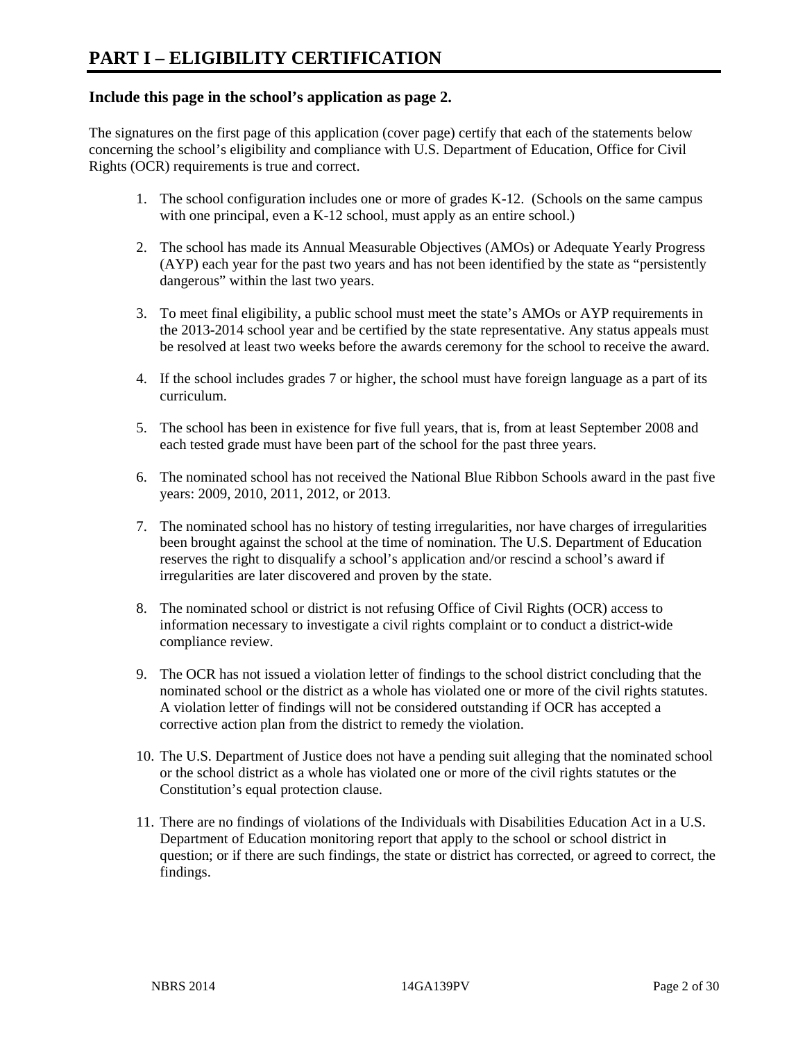# PART I – ELIGIBILITY CERTIFICATION

### Include this page in the school's application as page 2.

The signatures on the first page of this application (cover page) certify that each of the statements below concerning the school's eligibility and compliance with U.S. Department of Education, Office for Civil Rights (OCR) requirements is true and correct.

1. The school configuration includes one or more of grades K-12. (Schools on the same campus with one principal, even a K-12 school, must apply as an entire school.)
2. The school has made its Annual Measurable Objectives (AMOs) or Adequate Yearly Progress (AYP) each year for the past two years and has not been identified by the state as "persistently dangerous" within the last two years.
3. To meet final eligibility, a public school must meet the state's AMOs or AYP requirements in the 2013-2014 school year and be certified by the state representative. Any status appeals must be resolved at least two weeks before the awards ceremony for the school to receive the award.
4. If the school includes grades 7 or higher, the school must have foreign language as a part of its curriculum.
5. The school has been in existence for five full years, that is, from at least September 2008 and each tested grade must have been part of the school for the past three years.
6. The nominated school has not received the National Blue Ribbon Schools award in the past five years: 2009, 2010, 2011, 2012, or 2013.
7. The nominated school has no history of testing irregularities, nor have charges of irregularities been brought against the school at the time of nomination. The U.S. Department of Education reserves the right to disqualify a school's application and/or rescind a school's award if irregularities are later discovered and proven by the state.
8. The nominated school or district is not refusing Office of Civil Rights (OCR) access to information necessary to investigate a civil rights complaint or to conduct a district-wide compliance review.
9. The OCR has not issued a violation letter of findings to the school district concluding that the nominated school or the district as a whole has violated one or more of the civil rights statutes. A violation letter of findings will not be considered outstanding if OCR has accepted a corrective action plan from the district to remedy the violation.
10. The U.S. Department of Justice does not have a pending suit alleging that the nominated school or the school district as a whole has violated one or more of the civil rights statutes or the Constitution's equal protection clause.
11. There are no findings of violations of the Individuals with Disabilities Education Act in a U.S. Department of Education monitoring report that apply to the school or school district in question; or if there are such findings, the state or district has corrected, or agreed to correct, the findings.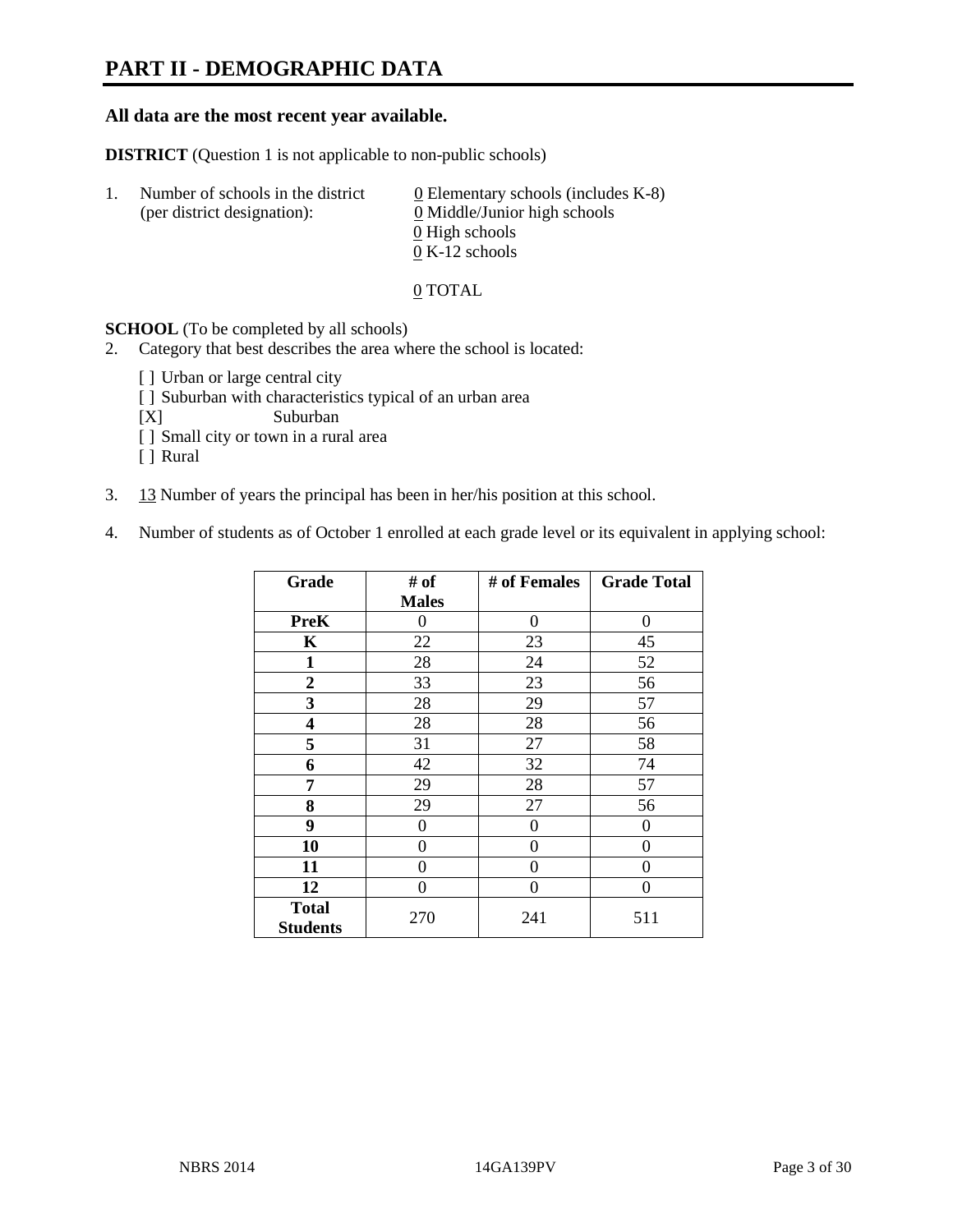# PART II - DEMOGRAPHIC DATA

**All data are the most recent year available.**

**DISTRICT** (Question 1 is not applicable to non-public schools)

1. Number of schools in the district (per district designation):
   - 0 Elementary schools (includes K-8)
   - 0 Middle/Junior high schools
   - 0 High schools
   - 0 K-12 schools

   0 TOTAL

**SCHOOL** (To be completed by all schools)

2. Category that best describes the area where the school is located:

   [ ] Urban or large central city
   [ ] Suburban with characteristics typical of an urban area
   [X] Suburban
   [ ] Small city or town in a rural area
   [ ] Rural

3. 13 Number of years the principal has been in her/his position at this school.

4. Number of students as of October 1 enrolled at each grade level or its equivalent in applying school:

| Grade | # of Males | # of Females | Grade Total |
|---|---|---|---|
| **PreK** | 0 | 0 | 0 |
| **K** | 22 | 23 | 45 |
| **1** | 28 | 24 | 52 |
| **2** | 33 | 23 | 56 |
| **3** | 28 | 29 | 57 |
| **4** | 28 | 28 | 56 |
| **5** | 31 | 27 | 58 |
| **6** | 42 | 32 | 74 |
| **7** | 29 | 28 | 57 |
| **8** | 29 | 27 | 56 |
| **9** | 0 | 0 | 0 |
| **10** | 0 | 0 | 0 |
| **11** | 0 | 0 | 0 |
| **12** | 0 | 0 | 0 |
| **Total Students** | 270 | 241 | 511 |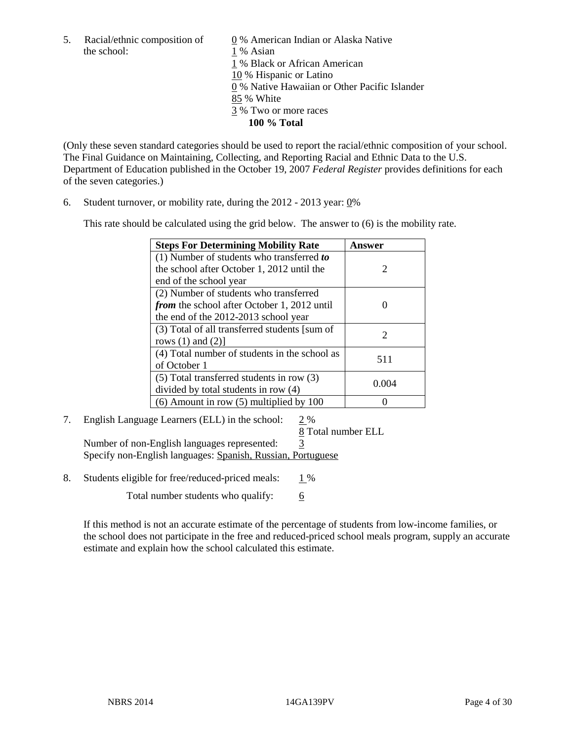5. Racial/ethnic composition of the school:

0 % American Indian or Alaska Native
1 % Asian
1 % Black or African American
10 % Hispanic or Latino
0 % Native Hawaiian or Other Pacific Islander
85 % White
3 % Two or more races
**100 % Total**

(Only these seven standard categories should be used to report the racial/ethnic composition of your school. The Final Guidance on Maintaining, Collecting, and Reporting Racial and Ethnic Data to the U.S. Department of Education published in the October 19, 2007 *Federal Register* provides definitions for each of the seven categories.)

6. Student turnover, or mobility rate, during the 2012 - 2013 year: 0%

This rate should be calculated using the grid below. The answer to (6) is the mobility rate.

| **Steps For Determining Mobility Rate** | **Answer** |
|---|---|
| (1) Number of students who transferred ***to*** the school after October 1, 2012 until the end of the school year | 2 |
| (2) Number of students who transferred ***from*** the school after October 1, 2012 until the end of the 2012-2013 school year | 0 |
| (3) Total of all transferred students [sum of rows (1) and (2)] | 2 |
| (4) Total number of students in the school as of October 1 | 511 |
| (5) Total transferred students in row (3) divided by total students in row (4) | 0.004 |
| (6) Amount in row (5) multiplied by 100 | 0 |

7. English Language Learners (ELL) in the school: 2 %
8 Total number ELL
Number of non-English languages represented: 3
Specify non-English languages: Spanish, Russian, Portuguese

8. Students eligible for free/reduced-priced meals: 1 %
Total number students who qualify: 6

If this method is not an accurate estimate of the percentage of students from low-income families, or the school does not participate in the free and reduced-priced school meals program, supply an accurate estimate and explain how the school calculated this estimate.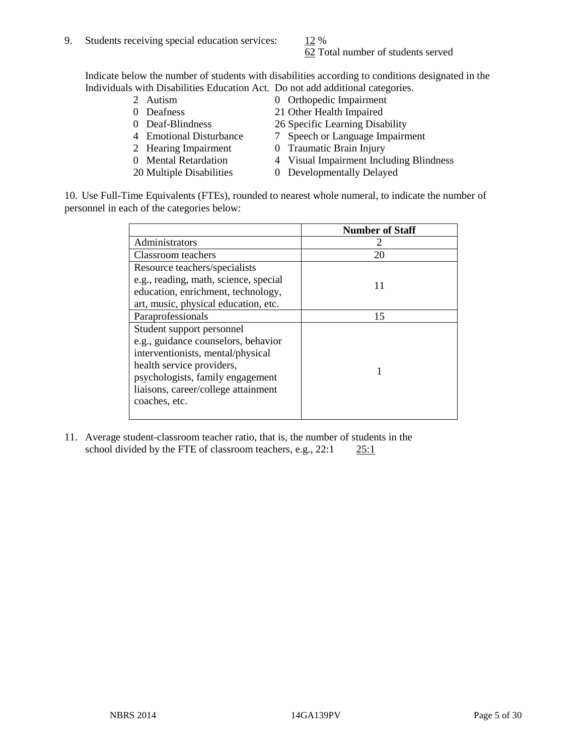9. Students receiving special education services: 12 %
   62 Total number of students served

Indicate below the number of students with disabilities according to conditions designated in the Individuals with Disabilities Education Act. Do not add additional categories.

| | |
|---|---|
| 2 Autism | 0 Orthopedic Impairment |
| 0 Deafness | 21 Other Health Impaired |
| 0 Deaf-Blindness | 26 Specific Learning Disability |
| 4 Emotional Disturbance | 7 Speech or Language Impairment |
| 2 Hearing Impairment | 0 Traumatic Brain Injury |
| 0 Mental Retardation | 4 Visual Impairment Including Blindness |
| 20 Multiple Disabilities | 0 Developmentally Delayed |

10. Use Full-Time Equivalents (FTEs), rounded to nearest whole numeral, to indicate the number of personnel in each of the categories below:

| | Number of Staff |
|---|---|
| Administrators | 2 |
| Classroom teachers | 20 |
| Resource teachers/specialists e.g., reading, math, science, special education, enrichment, technology, art, music, physical education, etc. | 11 |
| Paraprofessionals | 15 |
| Student support personnel e.g., guidance counselors, behavior interventionists, mental/physical health service providers, psychologists, family engagement liaisons, career/college attainment coaches, etc. | 1 |

11. Average student-classroom teacher ratio, that is, the number of students in the school divided by the FTE of classroom teachers, e.g., 22:1 25:1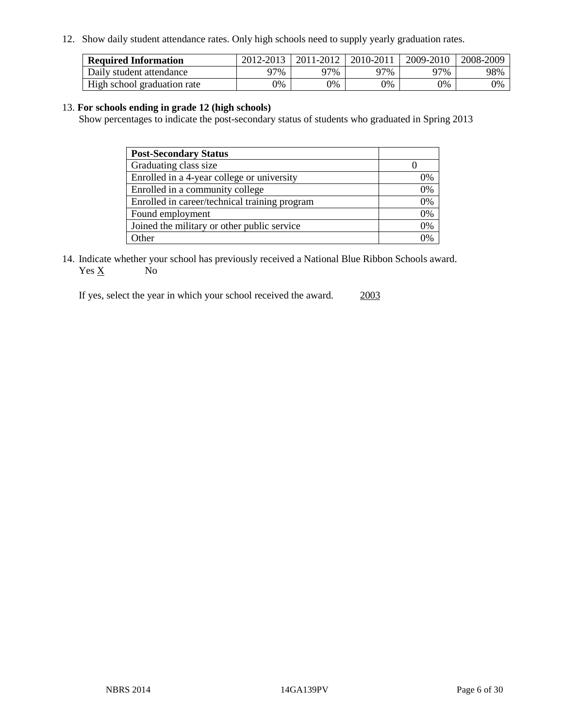12. Show daily student attendance rates. Only high schools need to supply yearly graduation rates.

| **Required Information** | 2012-2013 | 2011-2012 | 2010-2011 | 2009-2010 | 2008-2009 |
|---|---|---|---|---|---|
| Daily student attendance | 97% | 97% | 97% | 97% | 98% |
| High school graduation rate | 0% | 0% | 0% | 0% | 0% |

13. **For schools ending in grade 12 (high schools)**
Show percentages to indicate the post-secondary status of students who graduated in Spring 2013

| **Post-Secondary Status** | |
|---|---|
| Graduating class size | 0 |
| Enrolled in a 4-year college or university | 0% |
| Enrolled in a community college | 0% |
| Enrolled in career/technical training program | 0% |
| Found employment | 0% |
| Joined the military or other public service | 0% |
| Other | 0% |

14. Indicate whether your school has previously received a National Blue Ribbon Schools award.
Yes X No

If yes, select the year in which your school received the award. 2003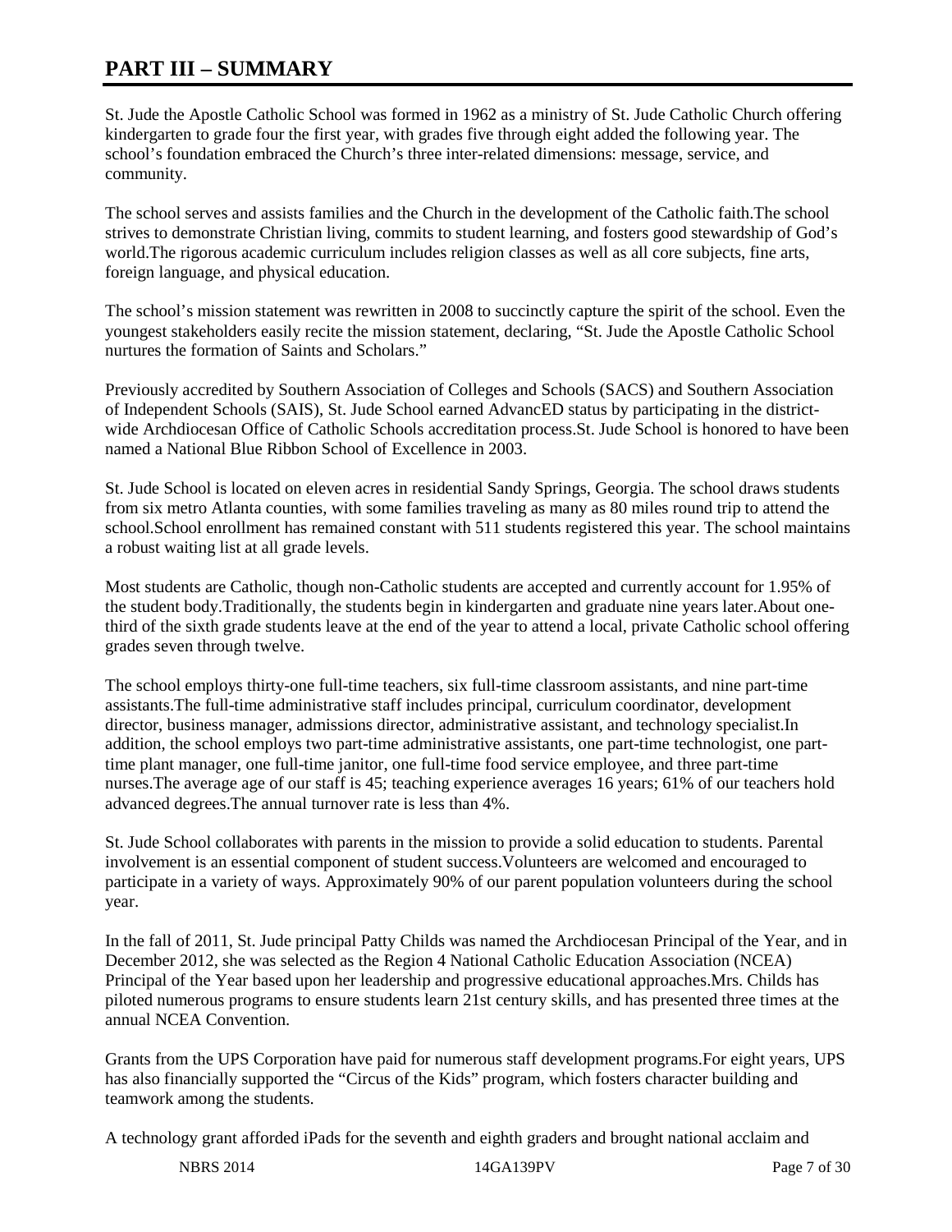# PART III – SUMMARY

St. Jude the Apostle Catholic School was formed in 1962 as a ministry of St. Jude Catholic Church offering kindergarten to grade four the first year, with grades five through eight added the following year. The school's foundation embraced the Church's three inter-related dimensions: message, service, and community.

The school serves and assists families and the Church in the development of the Catholic faith.The school strives to demonstrate Christian living, commits to student learning, and fosters good stewardship of God's world.The rigorous academic curriculum includes religion classes as well as all core subjects, fine arts, foreign language, and physical education.

The school's mission statement was rewritten in 2008 to succinctly capture the spirit of the school. Even the youngest stakeholders easily recite the mission statement, declaring, "St. Jude the Apostle Catholic School nurtures the formation of Saints and Scholars."

Previously accredited by Southern Association of Colleges and Schools (SACS) and Southern Association of Independent Schools (SAIS), St. Jude School earned AdvancED status by participating in the district-wide Archdiocesan Office of Catholic Schools accreditation process.St. Jude School is honored to have been named a National Blue Ribbon School of Excellence in 2003.

St. Jude School is located on eleven acres in residential Sandy Springs, Georgia. The school draws students from six metro Atlanta counties, with some families traveling as many as 80 miles round trip to attend the school.School enrollment has remained constant with 511 students registered this year. The school maintains a robust waiting list at all grade levels.

Most students are Catholic, though non-Catholic students are accepted and currently account for 1.95% of the student body.Traditionally, the students begin in kindergarten and graduate nine years later.About one-third of the sixth grade students leave at the end of the year to attend a local, private Catholic school offering grades seven through twelve.

The school employs thirty-one full-time teachers, six full-time classroom assistants, and nine part-time assistants.The full-time administrative staff includes principal, curriculum coordinator, development director, business manager, admissions director, administrative assistant, and technology specialist.In addition, the school employs two part-time administrative assistants, one part-time technologist, one part-time plant manager, one full-time janitor, one full-time food service employee, and three part-time nurses.The average age of our staff is 45; teaching experience averages 16 years; 61% of our teachers hold advanced degrees.The annual turnover rate is less than 4%.

St. Jude School collaborates with parents in the mission to provide a solid education to students. Parental involvement is an essential component of student success.Volunteers are welcomed and encouraged to participate in a variety of ways. Approximately 90% of our parent population volunteers during the school year.

In the fall of 2011, St. Jude principal Patty Childs was named the Archdiocesan Principal of the Year, and in December 2012, she was selected as the Region 4 National Catholic Education Association (NCEA) Principal of the Year based upon her leadership and progressive educational approaches.Mrs. Childs has piloted numerous programs to ensure students learn 21st century skills, and has presented three times at the annual NCEA Convention.

Grants from the UPS Corporation have paid for numerous staff development programs.For eight years, UPS has also financially supported the "Circus of the Kids" program, which fosters character building and teamwork among the students.

A technology grant afforded iPads for the seventh and eighth graders and brought national acclaim and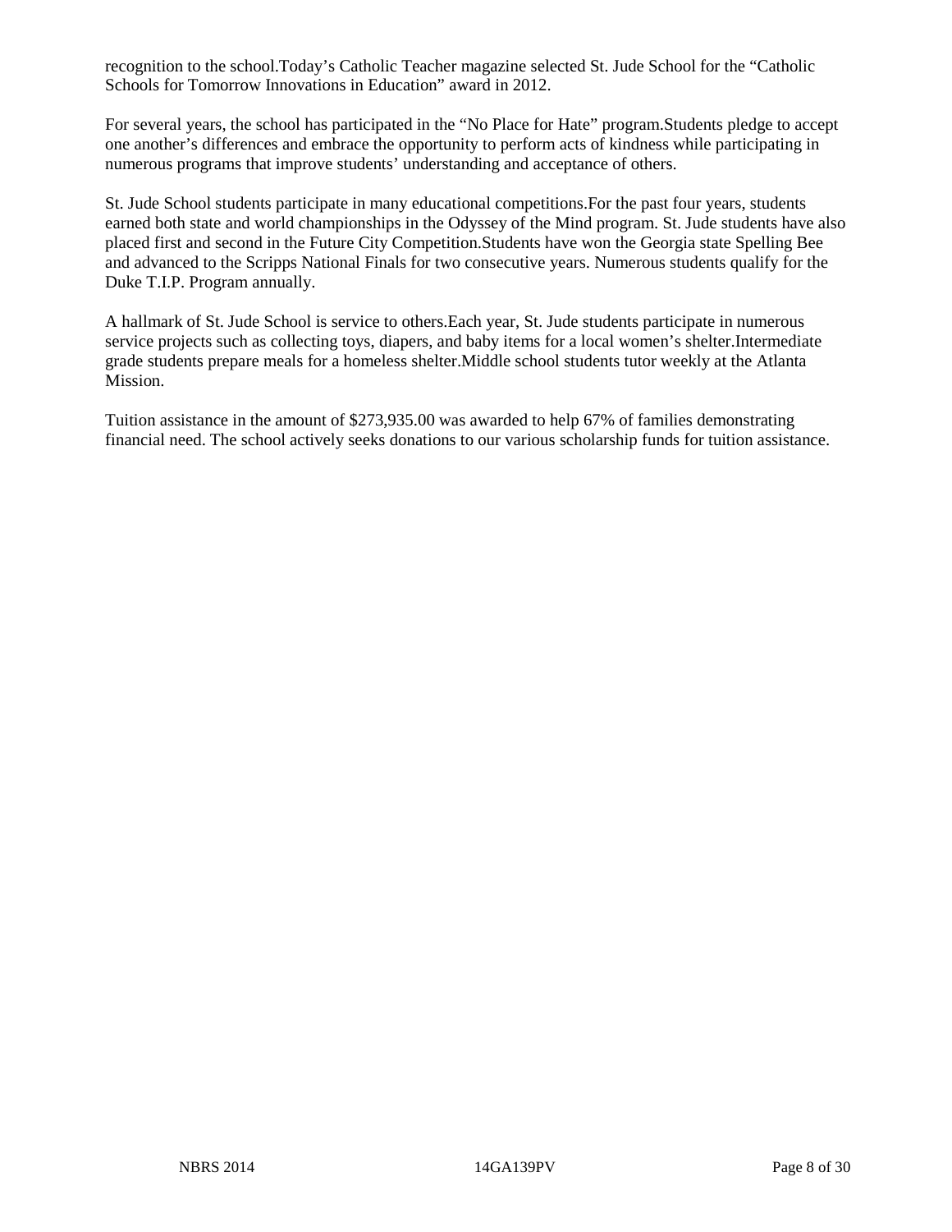recognition to the school.Today's Catholic Teacher magazine selected St. Jude School for the "Catholic Schools for Tomorrow Innovations in Education" award in 2012.

For several years, the school has participated in the "No Place for Hate" program.Students pledge to accept one another's differences and embrace the opportunity to perform acts of kindness while participating in numerous programs that improve students' understanding and acceptance of others.

St. Jude School students participate in many educational competitions.For the past four years, students earned both state and world championships in the Odyssey of the Mind program. St. Jude students have also placed first and second in the Future City Competition.Students have won the Georgia state Spelling Bee and advanced to the Scripps National Finals for two consecutive years. Numerous students qualify for the Duke T.I.P. Program annually.

A hallmark of St. Jude School is service to others.Each year, St. Jude students participate in numerous service projects such as collecting toys, diapers, and baby items for a local women's shelter.Intermediate grade students prepare meals for a homeless shelter.Middle school students tutor weekly at the Atlanta Mission.

Tuition assistance in the amount of $273,935.00 was awarded to help 67% of families demonstrating financial need. The school actively seeks donations to our various scholarship funds for tuition assistance.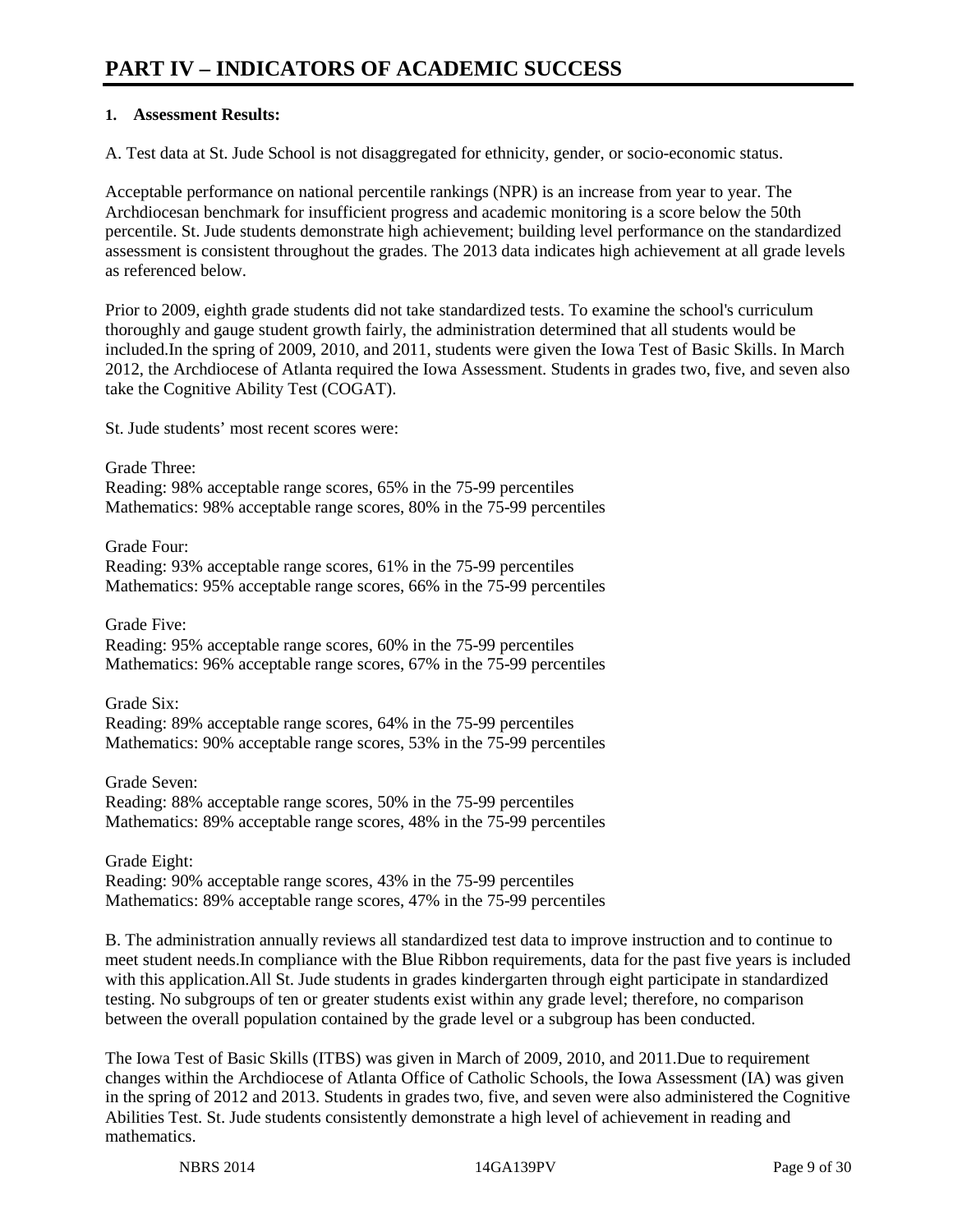# PART IV – INDICATORS OF ACADEMIC SUCCESS

**1. Assessment Results:**

A. Test data at St. Jude School is not disaggregated for ethnicity, gender, or socio-economic status.

Acceptable performance on national percentile rankings (NPR) is an increase from year to year. The Archdiocesan benchmark for insufficient progress and academic monitoring is a score below the 50th percentile. St. Jude students demonstrate high achievement; building level performance on the standardized assessment is consistent throughout the grades. The 2013 data indicates high achievement at all grade levels as referenced below.

Prior to 2009, eighth grade students did not take standardized tests. To examine the school's curriculum thoroughly and gauge student growth fairly, the administration determined that all students would be included.In the spring of 2009, 2010, and 2011, students were given the Iowa Test of Basic Skills. In March 2012, the Archdiocese of Atlanta required the Iowa Assessment. Students in grades two, five, and seven also take the Cognitive Ability Test (COGAT).

St. Jude students' most recent scores were:

Grade Three:
Reading: 98% acceptable range scores, 65% in the 75-99 percentiles
Mathematics: 98% acceptable range scores, 80% in the 75-99 percentiles

Grade Four:
Reading: 93% acceptable range scores, 61% in the 75-99 percentiles
Mathematics: 95% acceptable range scores, 66% in the 75-99 percentiles

Grade Five:
Reading: 95% acceptable range scores, 60% in the 75-99 percentiles
Mathematics: 96% acceptable range scores, 67% in the 75-99 percentiles

Grade Six:
Reading: 89% acceptable range scores, 64% in the 75-99 percentiles
Mathematics: 90% acceptable range scores, 53% in the 75-99 percentiles

Grade Seven:
Reading: 88% acceptable range scores, 50% in the 75-99 percentiles
Mathematics: 89% acceptable range scores, 48% in the 75-99 percentiles

Grade Eight:
Reading: 90% acceptable range scores, 43% in the 75-99 percentiles
Mathematics: 89% acceptable range scores, 47% in the 75-99 percentiles

B. The administration annually reviews all standardized test data to improve instruction and to continue to meet student needs.In compliance with the Blue Ribbon requirements, data for the past five years is included with this application.All St. Jude students in grades kindergarten through eight participate in standardized testing. No subgroups of ten or greater students exist within any grade level; therefore, no comparison between the overall population contained by the grade level or a subgroup has been conducted.

The Iowa Test of Basic Skills (ITBS) was given in March of 2009, 2010, and 2011.Due to requirement changes within the Archdiocese of Atlanta Office of Catholic Schools, the Iowa Assessment (IA) was given in the spring of 2012 and 2013. Students in grades two, five, and seven were also administered the Cognitive Abilities Test. St. Jude students consistently demonstrate a high level of achievement in reading and mathematics.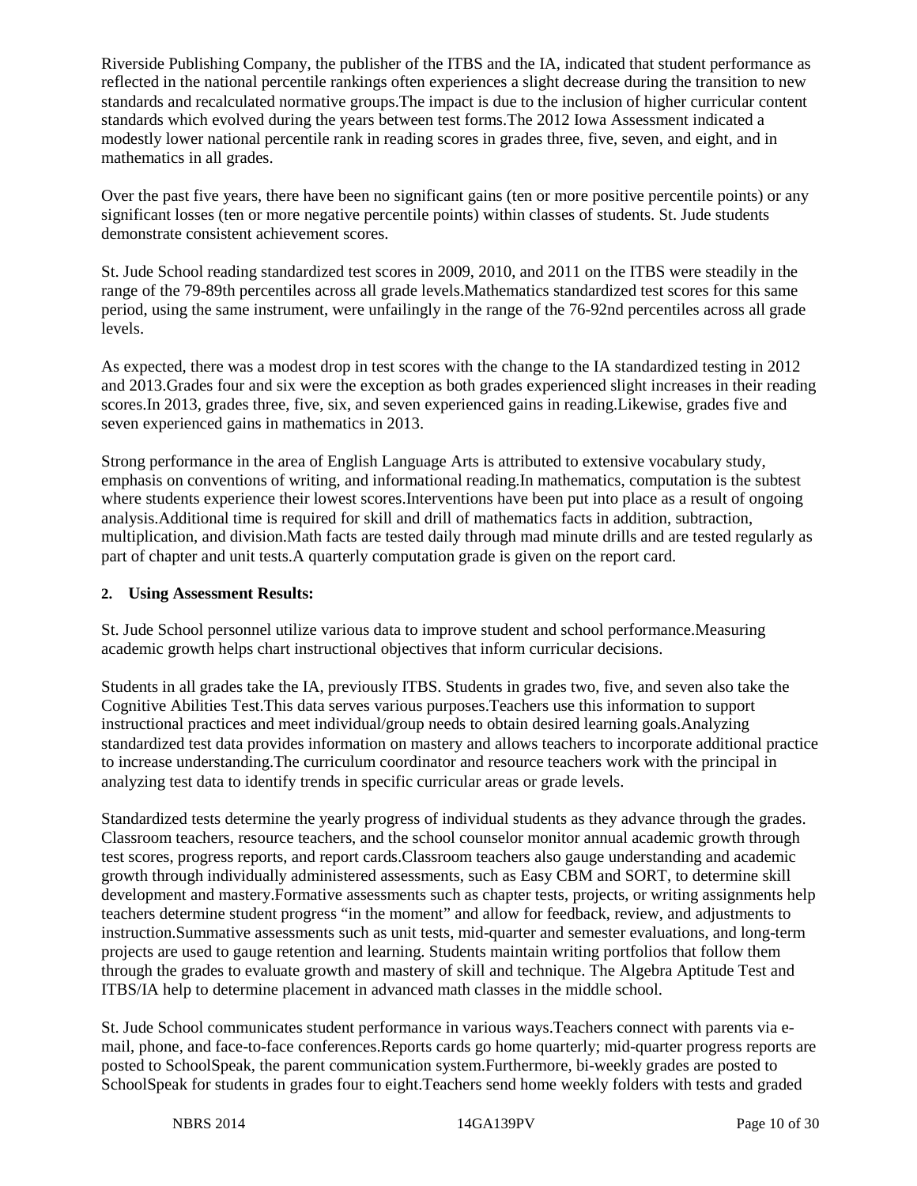Riverside Publishing Company, the publisher of the ITBS and the IA, indicated that student performance as reflected in the national percentile rankings often experiences a slight decrease during the transition to new standards and recalculated normative groups.The impact is due to the inclusion of higher curricular content standards which evolved during the years between test forms.The 2012 Iowa Assessment indicated a modestly lower national percentile rank in reading scores in grades three, five, seven, and eight, and in mathematics in all grades.

Over the past five years, there have been no significant gains (ten or more positive percentile points) or any significant losses (ten or more negative percentile points) within classes of students. St. Jude students demonstrate consistent achievement scores.

St. Jude School reading standardized test scores in 2009, 2010, and 2011 on the ITBS were steadily in the range of the 79-89th percentiles across all grade levels.Mathematics standardized test scores for this same period, using the same instrument, were unfailingly in the range of the 76-92nd percentiles across all grade levels.

As expected, there was a modest drop in test scores with the change to the IA standardized testing in 2012 and 2013.Grades four and six were the exception as both grades experienced slight increases in their reading scores.In 2013, grades three, five, six, and seven experienced gains in reading.Likewise, grades five and seven experienced gains in mathematics in 2013.

Strong performance in the area of English Language Arts is attributed to extensive vocabulary study, emphasis on conventions of writing, and informational reading.In mathematics, computation is the subtest where students experience their lowest scores.Interventions have been put into place as a result of ongoing analysis.Additional time is required for skill and drill of mathematics facts in addition, subtraction, multiplication, and division.Math facts are tested daily through mad minute drills and are tested regularly as part of chapter and unit tests.A quarterly computation grade is given on the report card.

**2. Using Assessment Results:**

St. Jude School personnel utilize various data to improve student and school performance.Measuring academic growth helps chart instructional objectives that inform curricular decisions.

Students in all grades take the IA, previously ITBS. Students in grades two, five, and seven also take the Cognitive Abilities Test.This data serves various purposes.Teachers use this information to support instructional practices and meet individual/group needs to obtain desired learning goals.Analyzing standardized test data provides information on mastery and allows teachers to incorporate additional practice to increase understanding.The curriculum coordinator and resource teachers work with the principal in analyzing test data to identify trends in specific curricular areas or grade levels.

Standardized tests determine the yearly progress of individual students as they advance through the grades. Classroom teachers, resource teachers, and the school counselor monitor annual academic growth through test scores, progress reports, and report cards.Classroom teachers also gauge understanding and academic growth through individually administered assessments, such as Easy CBM and SORT, to determine skill development and mastery.Formative assessments such as chapter tests, projects, or writing assignments help teachers determine student progress "in the moment" and allow for feedback, review, and adjustments to instruction.Summative assessments such as unit tests, mid-quarter and semester evaluations, and long-term projects are used to gauge retention and learning. Students maintain writing portfolios that follow them through the grades to evaluate growth and mastery of skill and technique. The Algebra Aptitude Test and ITBS/IA help to determine placement in advanced math classes in the middle school.

St. Jude School communicates student performance in various ways.Teachers connect with parents via e-mail, phone, and face-to-face conferences.Reports cards go home quarterly; mid-quarter progress reports are posted to SchoolSpeak, the parent communication system.Furthermore, bi-weekly grades are posted to SchoolSpeak for students in grades four to eight.Teachers send home weekly folders with tests and graded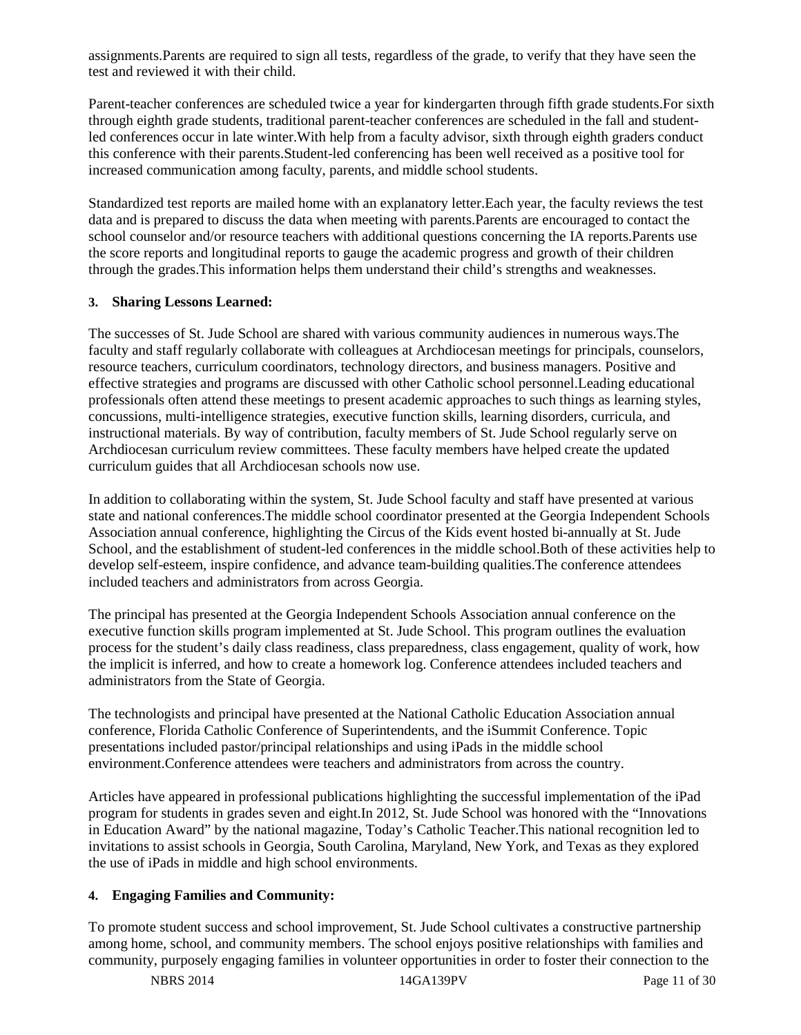assignments.Parents are required to sign all tests, regardless of the grade, to verify that they have seen the test and reviewed it with their child.

Parent-teacher conferences are scheduled twice a year for kindergarten through fifth grade students.For sixth through eighth grade students, traditional parent-teacher conferences are scheduled in the fall and student-led conferences occur in late winter.With help from a faculty advisor, sixth through eighth graders conduct this conference with their parents.Student-led conferencing has been well received as a positive tool for increased communication among faculty, parents, and middle school students.

Standardized test reports are mailed home with an explanatory letter.Each year, the faculty reviews the test data and is prepared to discuss the data when meeting with parents.Parents are encouraged to contact the school counselor and/or resource teachers with additional questions concerning the IA reports.Parents use the score reports and longitudinal reports to gauge the academic progress and growth of their children through the grades.This information helps them understand their child's strengths and weaknesses.

**3. Sharing Lessons Learned:**

The successes of St. Jude School are shared with various community audiences in numerous ways.The faculty and staff regularly collaborate with colleagues at Archdiocesan meetings for principals, counselors, resource teachers, curriculum coordinators, technology directors, and business managers. Positive and effective strategies and programs are discussed with other Catholic school personnel.Leading educational professionals often attend these meetings to present academic approaches to such things as learning styles, concussions, multi-intelligence strategies, executive function skills, learning disorders, curricula, and instructional materials. By way of contribution, faculty members of St. Jude School regularly serve on Archdiocesan curriculum review committees. These faculty members have helped create the updated curriculum guides that all Archdiocesan schools now use.

In addition to collaborating within the system, St. Jude School faculty and staff have presented at various state and national conferences.The middle school coordinator presented at the Georgia Independent Schools Association annual conference, highlighting the Circus of the Kids event hosted bi-annually at St. Jude School, and the establishment of student-led conferences in the middle school.Both of these activities help to develop self-esteem, inspire confidence, and advance team-building qualities.The conference attendees included teachers and administrators from across Georgia.

The principal has presented at the Georgia Independent Schools Association annual conference on the executive function skills program implemented at St. Jude School. This program outlines the evaluation process for the student's daily class readiness, class preparedness, class engagement, quality of work, how the implicit is inferred, and how to create a homework log. Conference attendees included teachers and administrators from the State of Georgia.

The technologists and principal have presented at the National Catholic Education Association annual conference, Florida Catholic Conference of Superintendents, and the iSummit Conference. Topic presentations included pastor/principal relationships and using iPads in the middle school environment.Conference attendees were teachers and administrators from across the country.

Articles have appeared in professional publications highlighting the successful implementation of the iPad program for students in grades seven and eight.In 2012, St. Jude School was honored with the "Innovations in Education Award" by the national magazine, Today's Catholic Teacher.This national recognition led to invitations to assist schools in Georgia, South Carolina, Maryland, New York, and Texas as they explored the use of iPads in middle and high school environments.

**4. Engaging Families and Community:**

To promote student success and school improvement, St. Jude School cultivates a constructive partnership among home, school, and community members. The school enjoys positive relationships with families and community, purposely engaging families in volunteer opportunities in order to foster their connection to the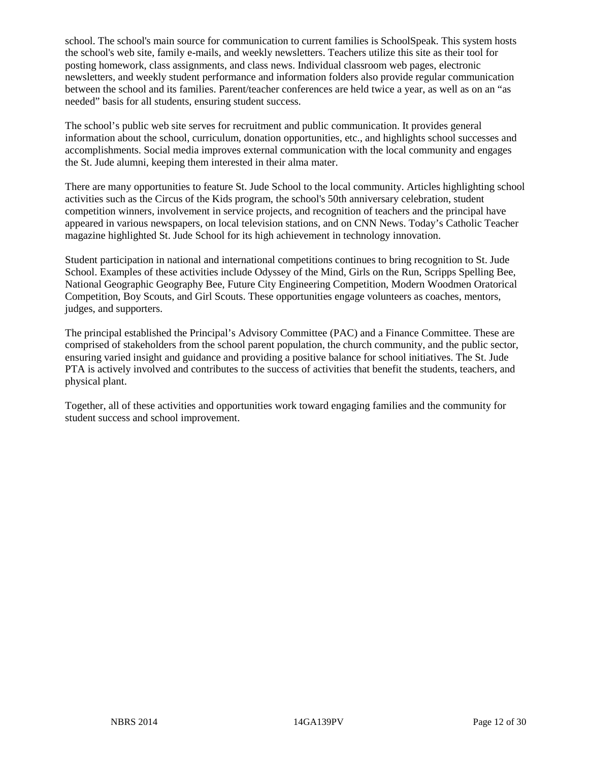school. The school's main source for communication to current families is SchoolSpeak. This system hosts the school's web site, family e-mails, and weekly newsletters. Teachers utilize this site as their tool for posting homework, class assignments, and class news. Individual classroom web pages, electronic newsletters, and weekly student performance and information folders also provide regular communication between the school and its families. Parent/teacher conferences are held twice a year, as well as on an "as needed" basis for all students, ensuring student success.

The school's public web site serves for recruitment and public communication. It provides general information about the school, curriculum, donation opportunities, etc., and highlights school successes and accomplishments. Social media improves external communication with the local community and engages the St. Jude alumni, keeping them interested in their alma mater.

There are many opportunities to feature St. Jude School to the local community. Articles highlighting school activities such as the Circus of the Kids program, the school's 50th anniversary celebration, student competition winners, involvement in service projects, and recognition of teachers and the principal have appeared in various newspapers, on local television stations, and on CNN News. Today's Catholic Teacher magazine highlighted St. Jude School for its high achievement in technology innovation.

Student participation in national and international competitions continues to bring recognition to St. Jude School. Examples of these activities include Odyssey of the Mind, Girls on the Run, Scripps Spelling Bee, National Geographic Geography Bee, Future City Engineering Competition, Modern Woodmen Oratorical Competition, Boy Scouts, and Girl Scouts. These opportunities engage volunteers as coaches, mentors, judges, and supporters.

The principal established the Principal's Advisory Committee (PAC) and a Finance Committee. These are comprised of stakeholders from the school parent population, the church community, and the public sector, ensuring varied insight and guidance and providing a positive balance for school initiatives. The St. Jude PTA is actively involved and contributes to the success of activities that benefit the students, teachers, and physical plant.

Together, all of these activities and opportunities work toward engaging families and the community for student success and school improvement.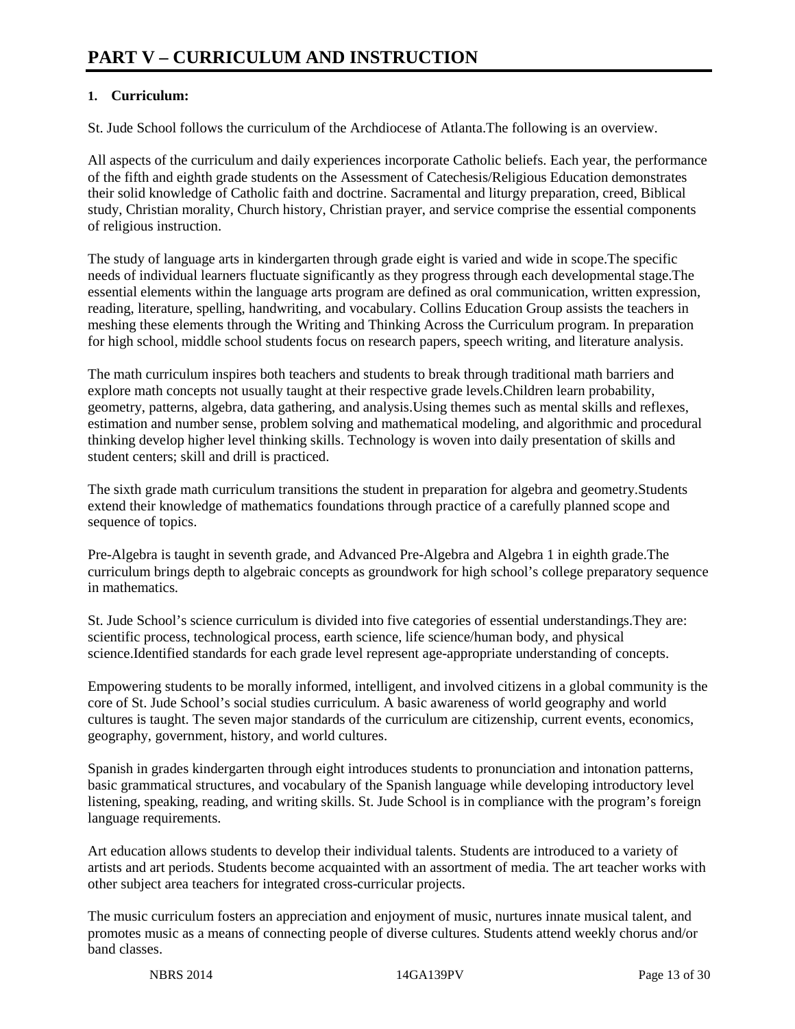# PART V – CURRICULUM AND INSTRUCTION

**1. Curriculum:**

St. Jude School follows the curriculum of the Archdiocese of Atlanta.The following is an overview.

All aspects of the curriculum and daily experiences incorporate Catholic beliefs. Each year, the performance of the fifth and eighth grade students on the Assessment of Catechesis/Religious Education demonstrates their solid knowledge of Catholic faith and doctrine. Sacramental and liturgy preparation, creed, Biblical study, Christian morality, Church history, Christian prayer, and service comprise the essential components of religious instruction.

The study of language arts in kindergarten through grade eight is varied and wide in scope.The specific needs of individual learners fluctuate significantly as they progress through each developmental stage.The essential elements within the language arts program are defined as oral communication, written expression, reading, literature, spelling, handwriting, and vocabulary. Collins Education Group assists the teachers in meshing these elements through the Writing and Thinking Across the Curriculum program. In preparation for high school, middle school students focus on research papers, speech writing, and literature analysis.

The math curriculum inspires both teachers and students to break through traditional math barriers and explore math concepts not usually taught at their respective grade levels.Children learn probability, geometry, patterns, algebra, data gathering, and analysis.Using themes such as mental skills and reflexes, estimation and number sense, problem solving and mathematical modeling, and algorithmic and procedural thinking develop higher level thinking skills. Technology is woven into daily presentation of skills and student centers; skill and drill is practiced.

The sixth grade math curriculum transitions the student in preparation for algebra and geometry.Students extend their knowledge of mathematics foundations through practice of a carefully planned scope and sequence of topics.

Pre-Algebra is taught in seventh grade, and Advanced Pre-Algebra and Algebra 1 in eighth grade.The curriculum brings depth to algebraic concepts as groundwork for high school's college preparatory sequence in mathematics.

St. Jude School's science curriculum is divided into five categories of essential understandings.They are: scientific process, technological process, earth science, life science/human body, and physical science.Identified standards for each grade level represent age-appropriate understanding of concepts.

Empowering students to be morally informed, intelligent, and involved citizens in a global community is the core of St. Jude School's social studies curriculum. A basic awareness of world geography and world cultures is taught. The seven major standards of the curriculum are citizenship, current events, economics, geography, government, history, and world cultures.

Spanish in grades kindergarten through eight introduces students to pronunciation and intonation patterns, basic grammatical structures, and vocabulary of the Spanish language while developing introductory level listening, speaking, reading, and writing skills. St. Jude School is in compliance with the program's foreign language requirements.

Art education allows students to develop their individual talents. Students are introduced to a variety of artists and art periods. Students become acquainted with an assortment of media. The art teacher works with other subject area teachers for integrated cross-curricular projects.

The music curriculum fosters an appreciation and enjoyment of music, nurtures innate musical talent, and promotes music as a means of connecting people of diverse cultures. Students attend weekly chorus and/or band classes.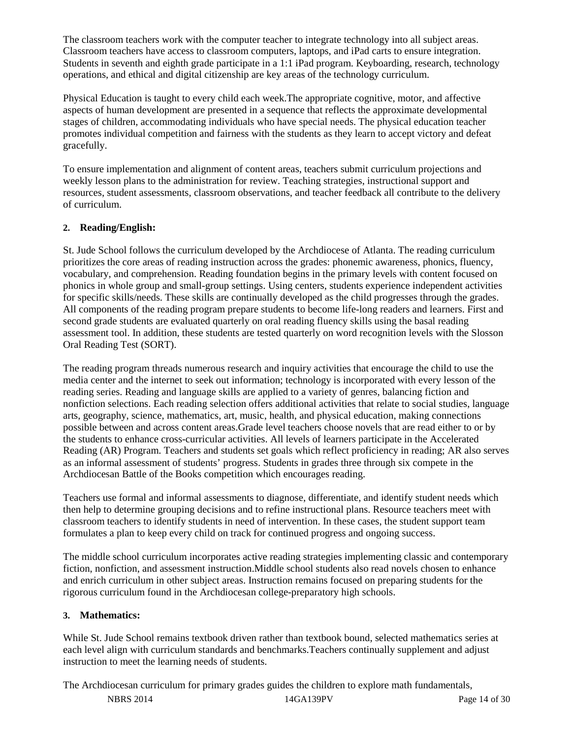The classroom teachers work with the computer teacher to integrate technology into all subject areas. Classroom teachers have access to classroom computers, laptops, and iPad carts to ensure integration. Students in seventh and eighth grade participate in a 1:1 iPad program. Keyboarding, research, technology operations, and ethical and digital citizenship are key areas of the technology curriculum.

Physical Education is taught to every child each week.The appropriate cognitive, motor, and affective aspects of human development are presented in a sequence that reflects the approximate developmental stages of children, accommodating individuals who have special needs. The physical education teacher promotes individual competition and fairness with the students as they learn to accept victory and defeat gracefully.

To ensure implementation and alignment of content areas, teachers submit curriculum projections and weekly lesson plans to the administration for review. Teaching strategies, instructional support and resources, student assessments, classroom observations, and teacher feedback all contribute to the delivery of curriculum.

**2. Reading/English:**

St. Jude School follows the curriculum developed by the Archdiocese of Atlanta. The reading curriculum prioritizes the core areas of reading instruction across the grades: phonemic awareness, phonics, fluency, vocabulary, and comprehension. Reading foundation begins in the primary levels with content focused on phonics in whole group and small-group settings. Using centers, students experience independent activities for specific skills/needs. These skills are continually developed as the child progresses through the grades. All components of the reading program prepare students to become life-long readers and learners. First and second grade students are evaluated quarterly on oral reading fluency skills using the basal reading assessment tool. In addition, these students are tested quarterly on word recognition levels with the Slosson Oral Reading Test (SORT).

The reading program threads numerous research and inquiry activities that encourage the child to use the media center and the internet to seek out information; technology is incorporated with every lesson of the reading series. Reading and language skills are applied to a variety of genres, balancing fiction and nonfiction selections. Each reading selection offers additional activities that relate to social studies, language arts, geography, science, mathematics, art, music, health, and physical education, making connections possible between and across content areas.Grade level teachers choose novels that are read either to or by the students to enhance cross-curricular activities. All levels of learners participate in the Accelerated Reading (AR) Program. Teachers and students set goals which reflect proficiency in reading; AR also serves as an informal assessment of students' progress. Students in grades three through six compete in the Archdiocesan Battle of the Books competition which encourages reading.

Teachers use formal and informal assessments to diagnose, differentiate, and identify student needs which then help to determine grouping decisions and to refine instructional plans. Resource teachers meet with classroom teachers to identify students in need of intervention. In these cases, the student support team formulates a plan to keep every child on track for continued progress and ongoing success.

The middle school curriculum incorporates active reading strategies implementing classic and contemporary fiction, nonfiction, and assessment instruction.Middle school students also read novels chosen to enhance and enrich curriculum in other subject areas. Instruction remains focused on preparing students for the rigorous curriculum found in the Archdiocesan college-preparatory high schools.

**3. Mathematics:**

While St. Jude School remains textbook driven rather than textbook bound, selected mathematics series at each level align with curriculum standards and benchmarks.Teachers continually supplement and adjust instruction to meet the learning needs of students.

The Archdiocesan curriculum for primary grades guides the children to explore math fundamentals,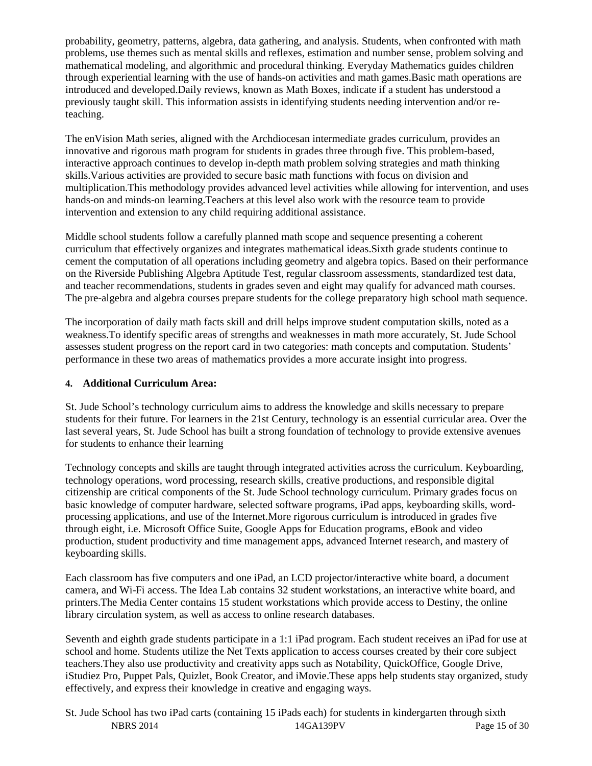probability, geometry, patterns, algebra, data gathering, and analysis. Students, when confronted with math problems, use themes such as mental skills and reflexes, estimation and number sense, problem solving and mathematical modeling, and algorithmic and procedural thinking. Everyday Mathematics guides children through experiential learning with the use of hands-on activities and math games.Basic math operations are introduced and developed.Daily reviews, known as Math Boxes, indicate if a student has understood a previously taught skill. This information assists in identifying students needing intervention and/or re-teaching.

The enVision Math series, aligned with the Archdiocesan intermediate grades curriculum, provides an innovative and rigorous math program for students in grades three through five. This problem-based, interactive approach continues to develop in-depth math problem solving strategies and math thinking skills.Various activities are provided to secure basic math functions with focus on division and multiplication.This methodology provides advanced level activities while allowing for intervention, and uses hands-on and minds-on learning.Teachers at this level also work with the resource team to provide intervention and extension to any child requiring additional assistance.

Middle school students follow a carefully planned math scope and sequence presenting a coherent curriculum that effectively organizes and integrates mathematical ideas.Sixth grade students continue to cement the computation of all operations including geometry and algebra topics. Based on their performance on the Riverside Publishing Algebra Aptitude Test, regular classroom assessments, standardized test data, and teacher recommendations, students in grades seven and eight may qualify for advanced math courses. The pre-algebra and algebra courses prepare students for the college preparatory high school math sequence.

The incorporation of daily math facts skill and drill helps improve student computation skills, noted as a weakness.To identify specific areas of strengths and weaknesses in math more accurately, St. Jude School assesses student progress on the report card in two categories: math concepts and computation. Students' performance in these two areas of mathematics provides a more accurate insight into progress.

**4. Additional Curriculum Area:**

St. Jude School's technology curriculum aims to address the knowledge and skills necessary to prepare students for their future. For learners in the 21st Century, technology is an essential curricular area. Over the last several years, St. Jude School has built a strong foundation of technology to provide extensive avenues for students to enhance their learning

Technology concepts and skills are taught through integrated activities across the curriculum. Keyboarding, technology operations, word processing, research skills, creative productions, and responsible digital citizenship are critical components of the St. Jude School technology curriculum. Primary grades focus on basic knowledge of computer hardware, selected software programs, iPad apps, keyboarding skills, word-processing applications, and use of the Internet.More rigorous curriculum is introduced in grades five through eight, i.e. Microsoft Office Suite, Google Apps for Education programs, eBook and video production, student productivity and time management apps, advanced Internet research, and mastery of keyboarding skills.

Each classroom has five computers and one iPad, an LCD projector/interactive white board, a document camera, and Wi-Fi access. The Idea Lab contains 32 student workstations, an interactive white board, and printers.The Media Center contains 15 student workstations which provide access to Destiny, the online library circulation system, as well as access to online research databases.

Seventh and eighth grade students participate in a 1:1 iPad program. Each student receives an iPad for use at school and home. Students utilize the Net Texts application to access courses created by their core subject teachers.They also use productivity and creativity apps such as Notability, QuickOffice, Google Drive, iStudiez Pro, Puppet Pals, Quizlet, Book Creator, and iMovie.These apps help students stay organized, study effectively, and express their knowledge in creative and engaging ways.

St. Jude School has two iPad carts (containing 15 iPads each) for students in kindergarten through sixth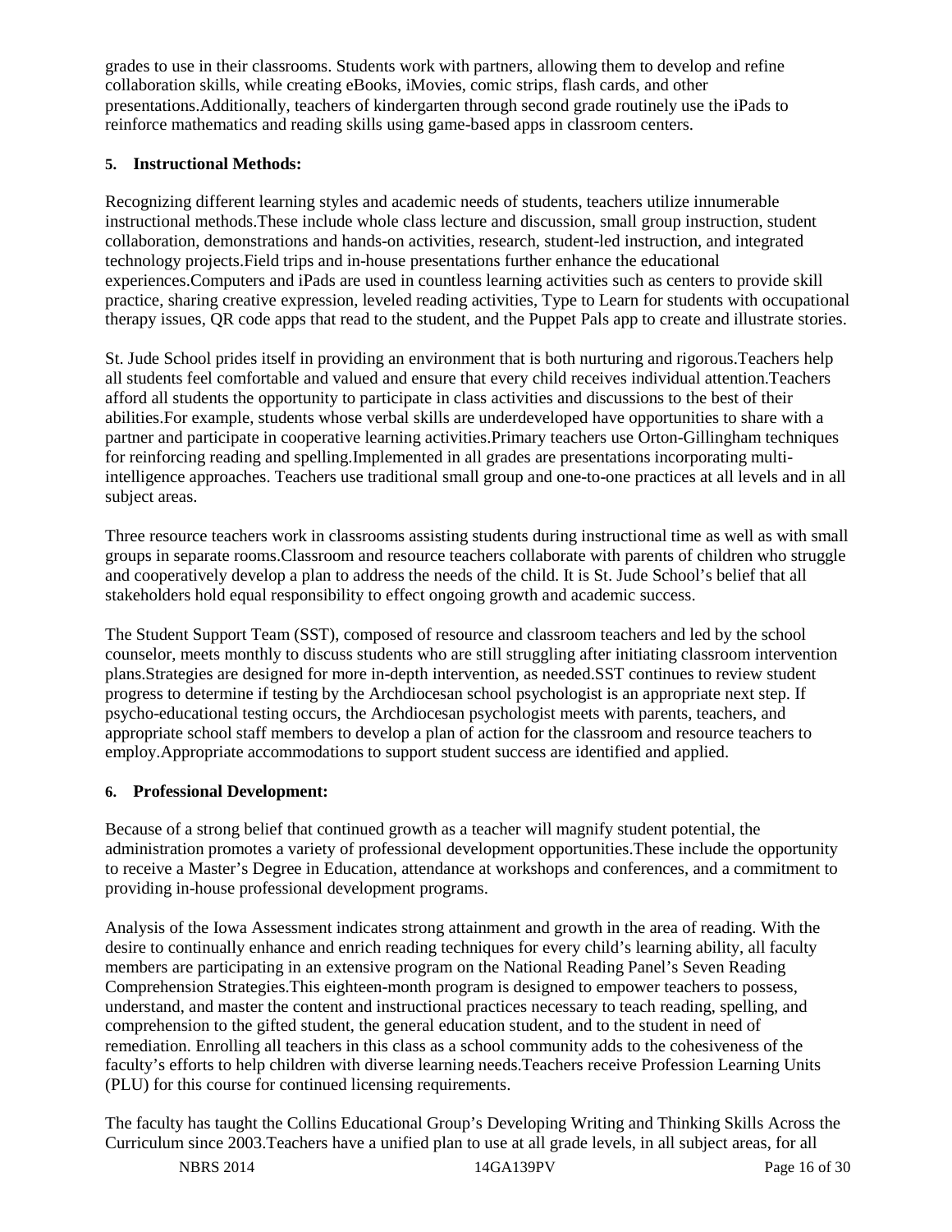grades to use in their classrooms. Students work with partners, allowing them to develop and refine collaboration skills, while creating eBooks, iMovies, comic strips, flash cards, and other presentations.Additionally, teachers of kindergarten through second grade routinely use the iPads to reinforce mathematics and reading skills using game-based apps in classroom centers.

**5. Instructional Methods:**

Recognizing different learning styles and academic needs of students, teachers utilize innumerable instructional methods.These include whole class lecture and discussion, small group instruction, student collaboration, demonstrations and hands-on activities, research, student-led instruction, and integrated technology projects.Field trips and in-house presentations further enhance the educational experiences.Computers and iPads are used in countless learning activities such as centers to provide skill practice, sharing creative expression, leveled reading activities, Type to Learn for students with occupational therapy issues, QR code apps that read to the student, and the Puppet Pals app to create and illustrate stories.

St. Jude School prides itself in providing an environment that is both nurturing and rigorous.Teachers help all students feel comfortable and valued and ensure that every child receives individual attention.Teachers afford all students the opportunity to participate in class activities and discussions to the best of their abilities.For example, students whose verbal skills are underdeveloped have opportunities to share with a partner and participate in cooperative learning activities.Primary teachers use Orton-Gillingham techniques for reinforcing reading and spelling.Implemented in all grades are presentations incorporating multi-intelligence approaches. Teachers use traditional small group and one-to-one practices at all levels and in all subject areas.

Three resource teachers work in classrooms assisting students during instructional time as well as with small groups in separate rooms.Classroom and resource teachers collaborate with parents of children who struggle and cooperatively develop a plan to address the needs of the child. It is St. Jude School's belief that all stakeholders hold equal responsibility to effect ongoing growth and academic success.

The Student Support Team (SST), composed of resource and classroom teachers and led by the school counselor, meets monthly to discuss students who are still struggling after initiating classroom intervention plans.Strategies are designed for more in-depth intervention, as needed.SST continues to review student progress to determine if testing by the Archdiocesan school psychologist is an appropriate next step. If psycho-educational testing occurs, the Archdiocesan psychologist meets with parents, teachers, and appropriate school staff members to develop a plan of action for the classroom and resource teachers to employ.Appropriate accommodations to support student success are identified and applied.

**6. Professional Development:**

Because of a strong belief that continued growth as a teacher will magnify student potential, the administration promotes a variety of professional development opportunities.These include the opportunity to receive a Master's Degree in Education, attendance at workshops and conferences, and a commitment to providing in-house professional development programs.

Analysis of the Iowa Assessment indicates strong attainment and growth in the area of reading. With the desire to continually enhance and enrich reading techniques for every child's learning ability, all faculty members are participating in an extensive program on the National Reading Panel's Seven Reading Comprehension Strategies.This eighteen-month program is designed to empower teachers to possess, understand, and master the content and instructional practices necessary to teach reading, spelling, and comprehension to the gifted student, the general education student, and to the student in need of remediation. Enrolling all teachers in this class as a school community adds to the cohesiveness of the faculty's efforts to help children with diverse learning needs.Teachers receive Profession Learning Units (PLU) for this course for continued licensing requirements.

The faculty has taught the Collins Educational Group's Developing Writing and Thinking Skills Across the Curriculum since 2003.Teachers have a unified plan to use at all grade levels, in all subject areas, for all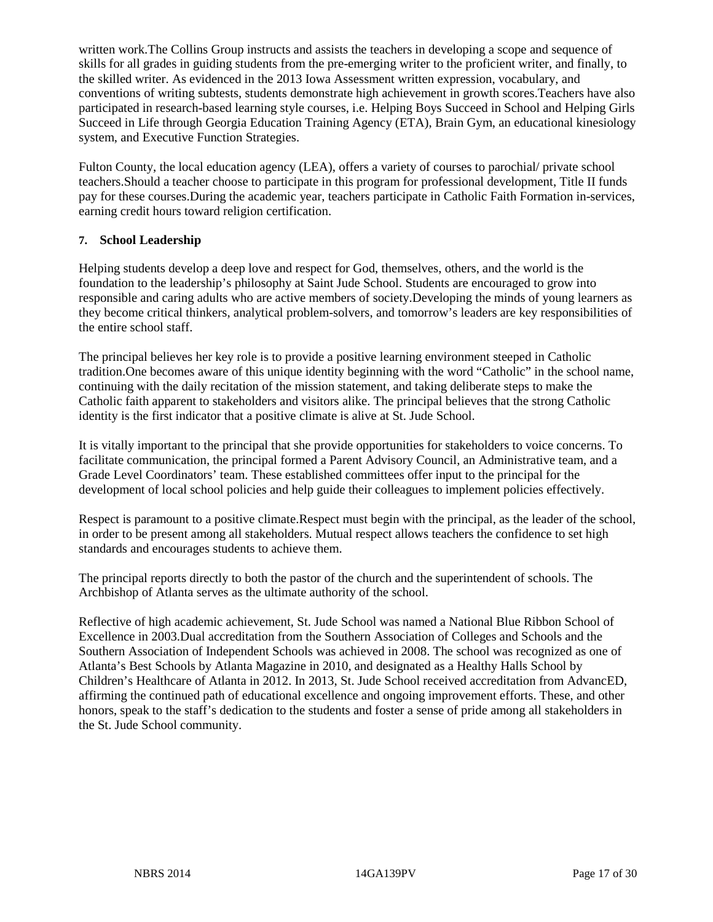written work.The Collins Group instructs and assists the teachers in developing a scope and sequence of skills for all grades in guiding students from the pre-emerging writer to the proficient writer, and finally, to the skilled writer. As evidenced in the 2013 Iowa Assessment written expression, vocabulary, and conventions of writing subtests, students demonstrate high achievement in growth scores.Teachers have also participated in research-based learning style courses, i.e. Helping Boys Succeed in School and Helping Girls Succeed in Life through Georgia Education Training Agency (ETA), Brain Gym, an educational kinesiology system, and Executive Function Strategies.

Fulton County, the local education agency (LEA), offers a variety of courses to parochial/ private school teachers.Should a teacher choose to participate in this program for professional development, Title II funds pay for these courses.During the academic year, teachers participate in Catholic Faith Formation in-services, earning credit hours toward religion certification.

**7. School Leadership**

Helping students develop a deep love and respect for God, themselves, others, and the world is the foundation to the leadership's philosophy at Saint Jude School. Students are encouraged to grow into responsible and caring adults who are active members of society.Developing the minds of young learners as they become critical thinkers, analytical problem-solvers, and tomorrow's leaders are key responsibilities of the entire school staff.

The principal believes her key role is to provide a positive learning environment steeped in Catholic tradition.One becomes aware of this unique identity beginning with the word "Catholic" in the school name, continuing with the daily recitation of the mission statement, and taking deliberate steps to make the Catholic faith apparent to stakeholders and visitors alike. The principal believes that the strong Catholic identity is the first indicator that a positive climate is alive at St. Jude School.

It is vitally important to the principal that she provide opportunities for stakeholders to voice concerns. To facilitate communication, the principal formed a Parent Advisory Council, an Administrative team, and a Grade Level Coordinators' team. These established committees offer input to the principal for the development of local school policies and help guide their colleagues to implement policies effectively.

Respect is paramount to a positive climate.Respect must begin with the principal, as the leader of the school, in order to be present among all stakeholders. Mutual respect allows teachers the confidence to set high standards and encourages students to achieve them.

The principal reports directly to both the pastor of the church and the superintendent of schools. The Archbishop of Atlanta serves as the ultimate authority of the school.

Reflective of high academic achievement, St. Jude School was named a National Blue Ribbon School of Excellence in 2003.Dual accreditation from the Southern Association of Colleges and Schools and the Southern Association of Independent Schools was achieved in 2008. The school was recognized as one of Atlanta's Best Schools by Atlanta Magazine in 2010, and designated as a Healthy Halls School by Children's Healthcare of Atlanta in 2012. In 2013, St. Jude School received accreditation from AdvancED, affirming the continued path of educational excellence and ongoing improvement efforts. These, and other honors, speak to the staff's dedication to the students and foster a sense of pride among all stakeholders in the St. Jude School community.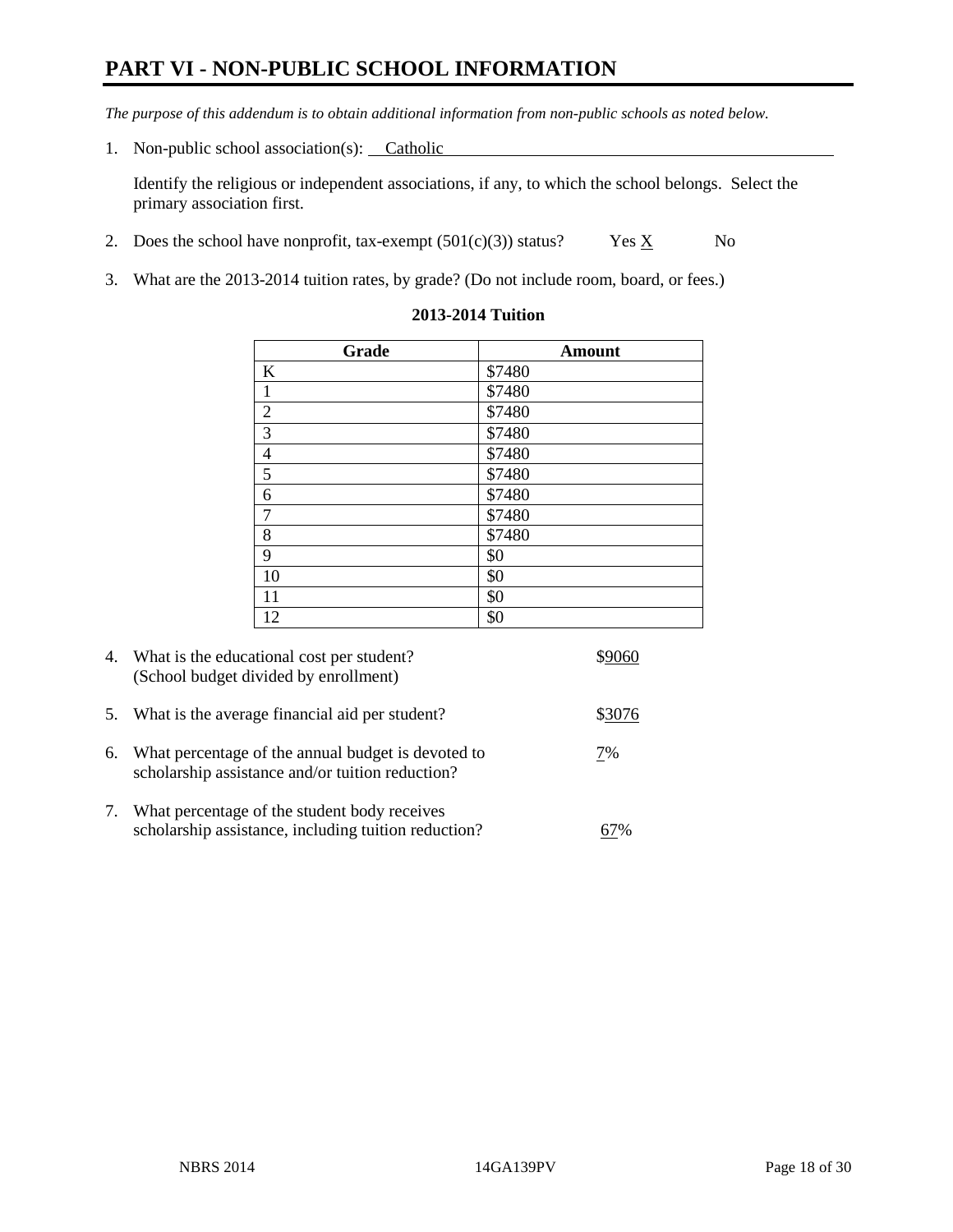# PART VI - NON-PUBLIC SCHOOL INFORMATION

*The purpose of this addendum is to obtain additional information from non-public schools as noted below.*

1. Non-public school association(s): Catholic

   Identify the religious or independent associations, if any, to which the school belongs. Select the primary association first.

2. Does the school have nonprofit, tax-exempt (501(c)(3)) status? Yes X No

3. What are the 2013-2014 tuition rates, by grade? (Do not include room, board, or fees.)

**2013-2014 Tuition**

| Grade | Amount |
|---|---|
| K | $7480 |
| 1 | $7480 |
| 2 | $7480 |
| 3 | $7480 |
| 4 | $7480 |
| 5 | $7480 |
| 6 | $7480 |
| 7 | $7480 |
| 8 | $7480 |
| 9 | $0 |
| 10 | $0 |
| 11 | $0 |
| 12 | $0 |

4. What is the educational cost per student? (School budget divided by enrollment) $9060

5. What is the average financial aid per student? $3076

6. What percentage of the annual budget is devoted to scholarship assistance and/or tuition reduction? 7%

7. What percentage of the student body receives scholarship assistance, including tuition reduction? 67%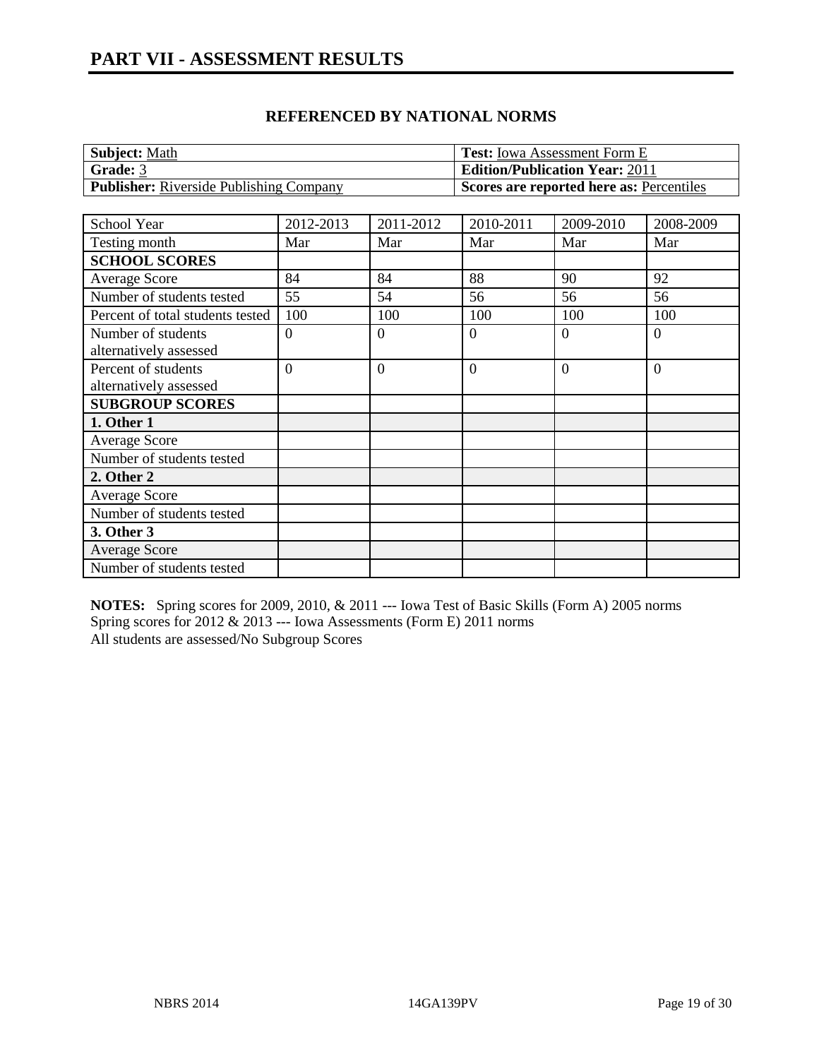## PART VII - ASSESSMENT RESULTS

### REFERENCED BY NATIONAL NORMS

| **Subject:** Math | **Test:** Iowa Assessment Form E |
|---|---|
| **Grade:** 3 | **Edition/Publication Year:** 2011 |
| **Publisher:** Riverside Publishing Company | **Scores are reported here as:** Percentiles |

| School Year | 2012-2013 | 2011-2012 | 2010-2011 | 2009-2010 | 2008-2009 |
|---|---|---|---|---|---|
| Testing month | Mar | Mar | Mar | Mar | Mar |
| **SCHOOL SCORES** | | | | | |
| Average Score | 84 | 84 | 88 | 90 | 92 |
| Number of students tested | 55 | 54 | 56 | 56 | 56 |
| Percent of total students tested | 100 | 100 | 100 | 100 | 100 |
| Number of students alternatively assessed | 0 | 0 | 0 | 0 | 0 |
| Percent of students alternatively assessed | 0 | 0 | 0 | 0 | 0 |
| **SUBGROUP SCORES** | | | | | |
| **1. Other 1** | | | | | |
| Average Score | | | | | |
| Number of students tested | | | | | |
| **2. Other 2** | | | | | |
| Average Score | | | | | |
| Number of students tested | | | | | |
| **3. Other 3** | | | | | |
| Average Score | | | | | |
| Number of students tested | | | | | |

**NOTES:** Spring scores for 2009, 2010, & 2011 --- Iowa Test of Basic Skills (Form A) 2005 norms
Spring scores for 2012 & 2013 --- Iowa Assessments (Form E) 2011 norms
All students are assessed/No Subgroup Scores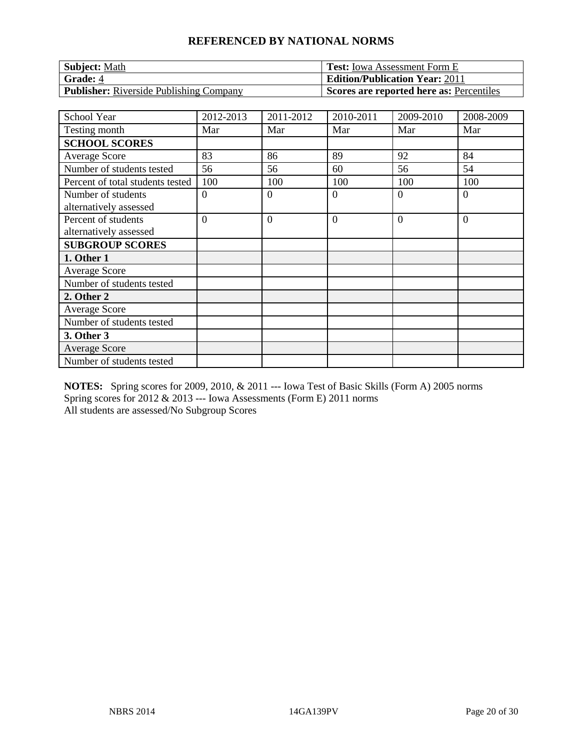## REFERENCED BY NATIONAL NORMS

| **Subject:** Math | **Test:** Iowa Assessment Form E |
|---|---|
| **Grade:** 4 | **Edition/Publication Year:** 2011 |
| **Publisher:** Riverside Publishing Company | **Scores are reported here as:** Percentiles |

| School Year | 2012-2013 | 2011-2012 | 2010-2011 | 2009-2010 | 2008-2009 |
|---|---|---|---|---|---|
| Testing month | Mar | Mar | Mar | Mar | Mar |
| **SCHOOL SCORES** | | | | | |
| Average Score | 83 | 86 | 89 | 92 | 84 |
| Number of students tested | 56 | 56 | 60 | 56 | 54 |
| Percent of total students tested | 100 | 100 | 100 | 100 | 100 |
| Number of students alternatively assessed | 0 | 0 | 0 | 0 | 0 |
| Percent of students alternatively assessed | 0 | 0 | 0 | 0 | 0 |
| **SUBGROUP SCORES** | | | | | |
| **1. Other 1** | | | | | |
| Average Score | | | | | |
| Number of students tested | | | | | |
| **2. Other 2** | | | | | |
| Average Score | | | | | |
| Number of students tested | | | | | |
| **3. Other 3** | | | | | |
| Average Score | | | | | |
| Number of students tested | | | | | |

**NOTES:** Spring scores for 2009, 2010, & 2011 --- Iowa Test of Basic Skills (Form A) 2005 norms
Spring scores for 2012 & 2013 --- Iowa Assessments (Form E) 2011 norms
All students are assessed/No Subgroup Scores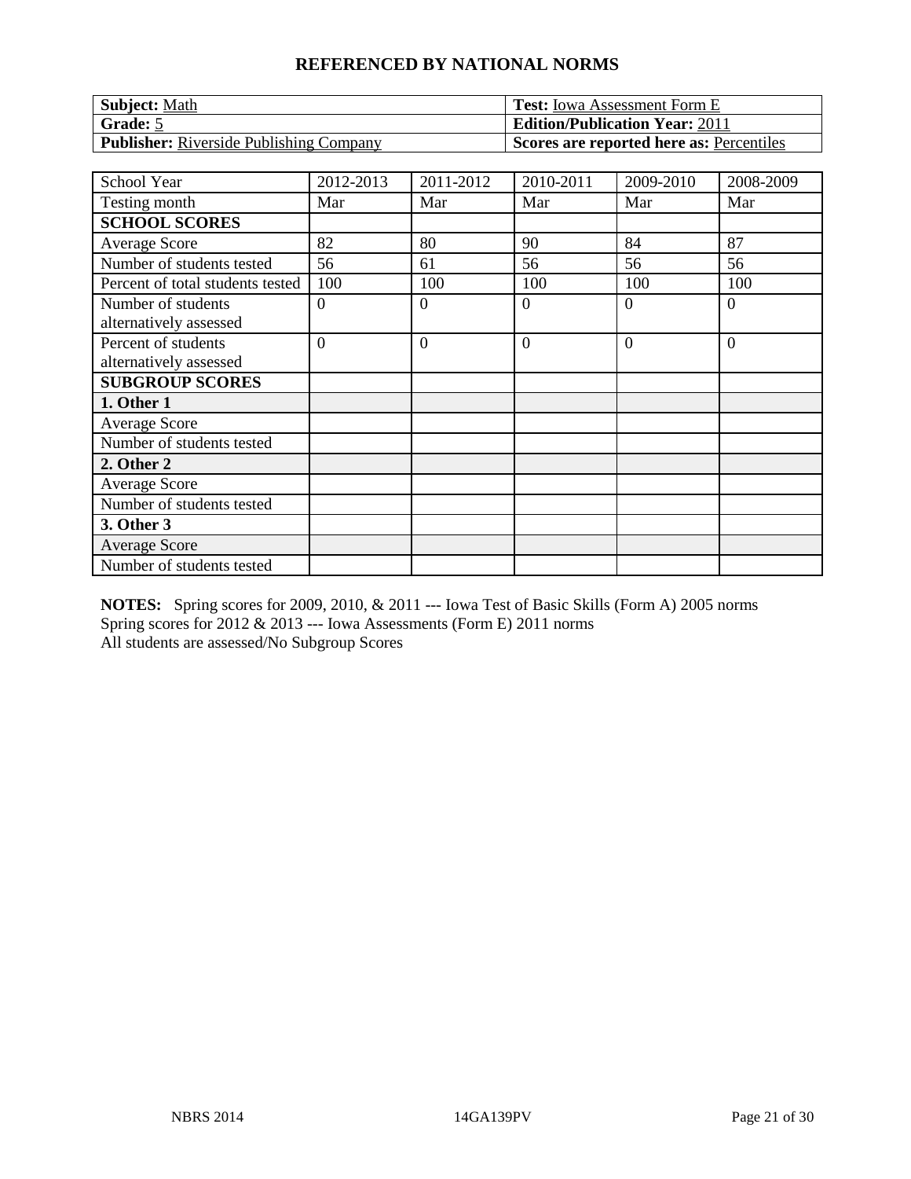## REFERENCED BY NATIONAL NORMS

| **Subject:** Math | **Test:** Iowa Assessment Form E |
|---|---|
| **Grade:** 5 | **Edition/Publication Year:** 2011 |
| **Publisher:** Riverside Publishing Company | **Scores are reported here as:** Percentiles |

| School Year | 2012-2013 | 2011-2012 | 2010-2011 | 2009-2010 | 2008-2009 |
|---|---|---|---|---|---|
| Testing month | Mar | Mar | Mar | Mar | Mar |
| **SCHOOL SCORES** | | | | | |
| Average Score | 82 | 80 | 90 | 84 | 87 |
| Number of students tested | 56 | 61 | 56 | 56 | 56 |
| Percent of total students tested | 100 | 100 | 100 | 100 | 100 |
| Number of students alternatively assessed | 0 | 0 | 0 | 0 | 0 |
| Percent of students alternatively assessed | 0 | 0 | 0 | 0 | 0 |
| **SUBGROUP SCORES** | | | | | |
| **1. Other 1** | | | | | |
| Average Score | | | | | |
| Number of students tested | | | | | |
| **2. Other 2** | | | | | |
| Average Score | | | | | |
| Number of students tested | | | | | |
| **3. Other 3** | | | | | |
| Average Score | | | | | |
| Number of students tested | | | | | |

**NOTES:** Spring scores for 2009, 2010, & 2011 --- Iowa Test of Basic Skills (Form A) 2005 norms
Spring scores for 2012 & 2013 --- Iowa Assessments (Form E) 2011 norms
All students are assessed/No Subgroup Scores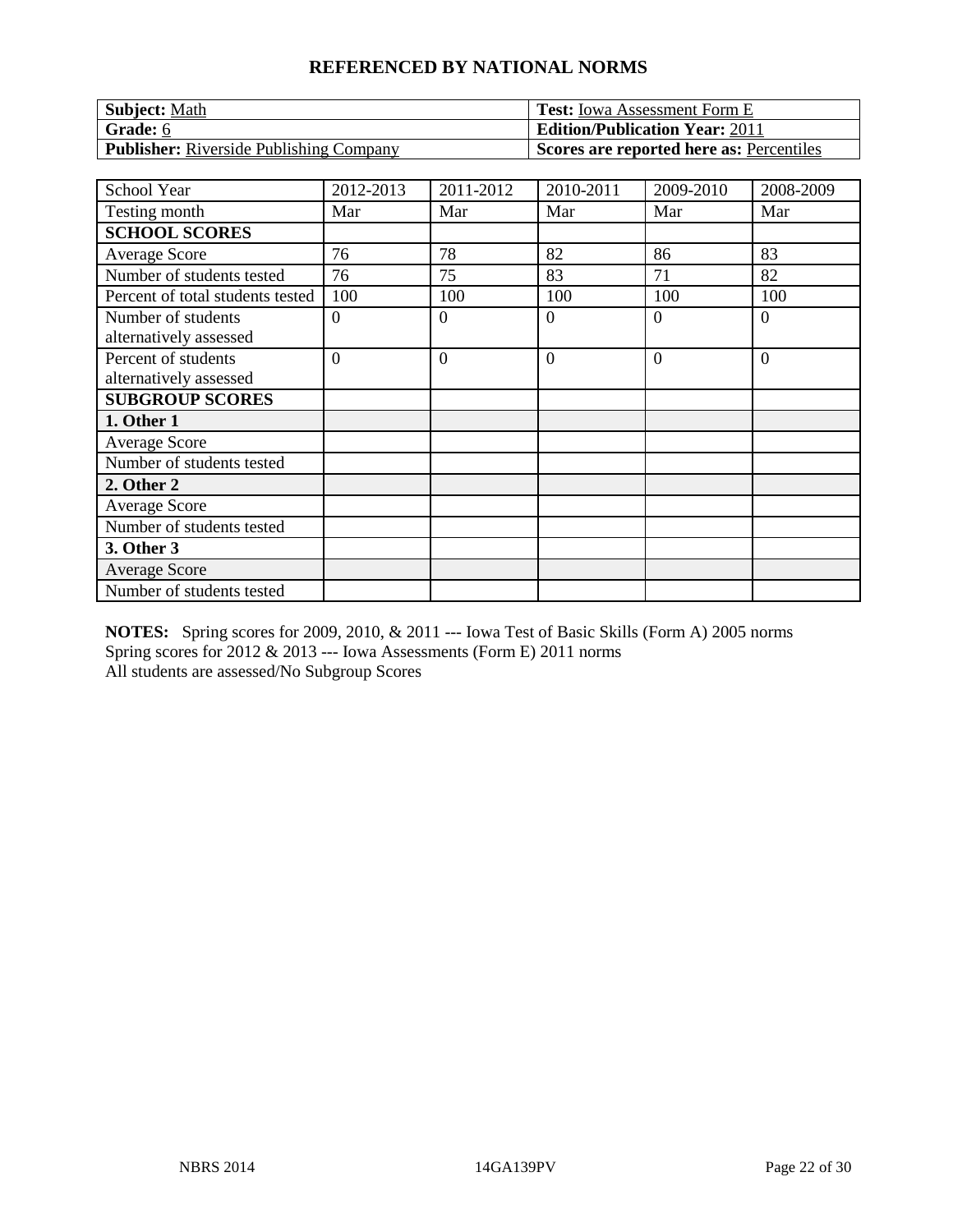# REFERENCED BY NATIONAL NORMS

| **Subject:** Math | **Test:** Iowa Assessment Form E |
|---|---|
| **Grade:** 6 | **Edition/Publication Year:** 2011 |
| **Publisher:** Riverside Publishing Company | **Scores are reported here as:** Percentiles |

| School Year | 2012-2013 | 2011-2012 | 2010-2011 | 2009-2010 | 2008-2009 |
|---|---|---|---|---|---|
| Testing month | Mar | Mar | Mar | Mar | Mar |
| **SCHOOL SCORES** | | | | | |
| Average Score | 76 | 78 | 82 | 86 | 83 |
| Number of students tested | 76 | 75 | 83 | 71 | 82 |
| Percent of total students tested | 100 | 100 | 100 | 100 | 100 |
| Number of students alternatively assessed | 0 | 0 | 0 | 0 | 0 |
| Percent of students alternatively assessed | 0 | 0 | 0 | 0 | 0 |
| **SUBGROUP SCORES** | | | | | |
| **1. Other 1** | | | | | |
| Average Score | | | | | |
| Number of students tested | | | | | |
| **2. Other 2** | | | | | |
| Average Score | | | | | |
| Number of students tested | | | | | |
| **3. Other 3** | | | | | |
| Average Score | | | | | |
| Number of students tested | | | | | |

**NOTES:** Spring scores for 2009, 2010, & 2011 --- Iowa Test of Basic Skills (Form A) 2005 norms
Spring scores for 2012 & 2013 --- Iowa Assessments (Form E) 2011 norms
All students are assessed/No Subgroup Scores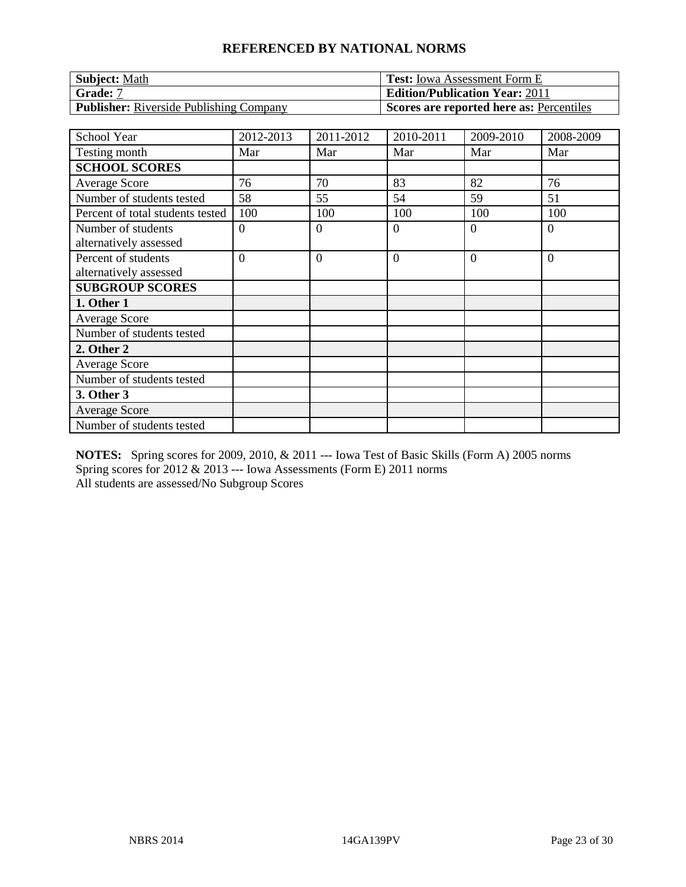## REFERENCED BY NATIONAL NORMS

| **Subject:** Math | **Test:** Iowa Assessment Form E |
|---|---|
| **Grade:** 7 | **Edition/Publication Year:** 2011 |
| **Publisher:** Riverside Publishing Company | **Scores are reported here as:** Percentiles |

| School Year | 2012-2013 | 2011-2012 | 2010-2011 | 2009-2010 | 2008-2009 |
|---|---|---|---|---|---|
| Testing month | Mar | Mar | Mar | Mar | Mar |
| **SCHOOL SCORES** | | | | | |
| Average Score | 76 | 70 | 83 | 82 | 76 |
| Number of students tested | 58 | 55 | 54 | 59 | 51 |
| Percent of total students tested | 100 | 100 | 100 | 100 | 100 |
| Number of students alternatively assessed | 0 | 0 | 0 | 0 | 0 |
| Percent of students alternatively assessed | 0 | 0 | 0 | 0 | 0 |
| **SUBGROUP SCORES** | | | | | |
| **1. Other 1** | | | | | |
| Average Score | | | | | |
| Number of students tested | | | | | |
| **2. Other 2** | | | | | |
| Average Score | | | | | |
| Number of students tested | | | | | |
| **3. Other 3** | | | | | |
| Average Score | | | | | |
| Number of students tested | | | | | |

**NOTES:** Spring scores for 2009, 2010, & 2011 --- Iowa Test of Basic Skills (Form A) 2005 norms
Spring scores for 2012 & 2013 --- Iowa Assessments (Form E) 2011 norms
All students are assessed/No Subgroup Scores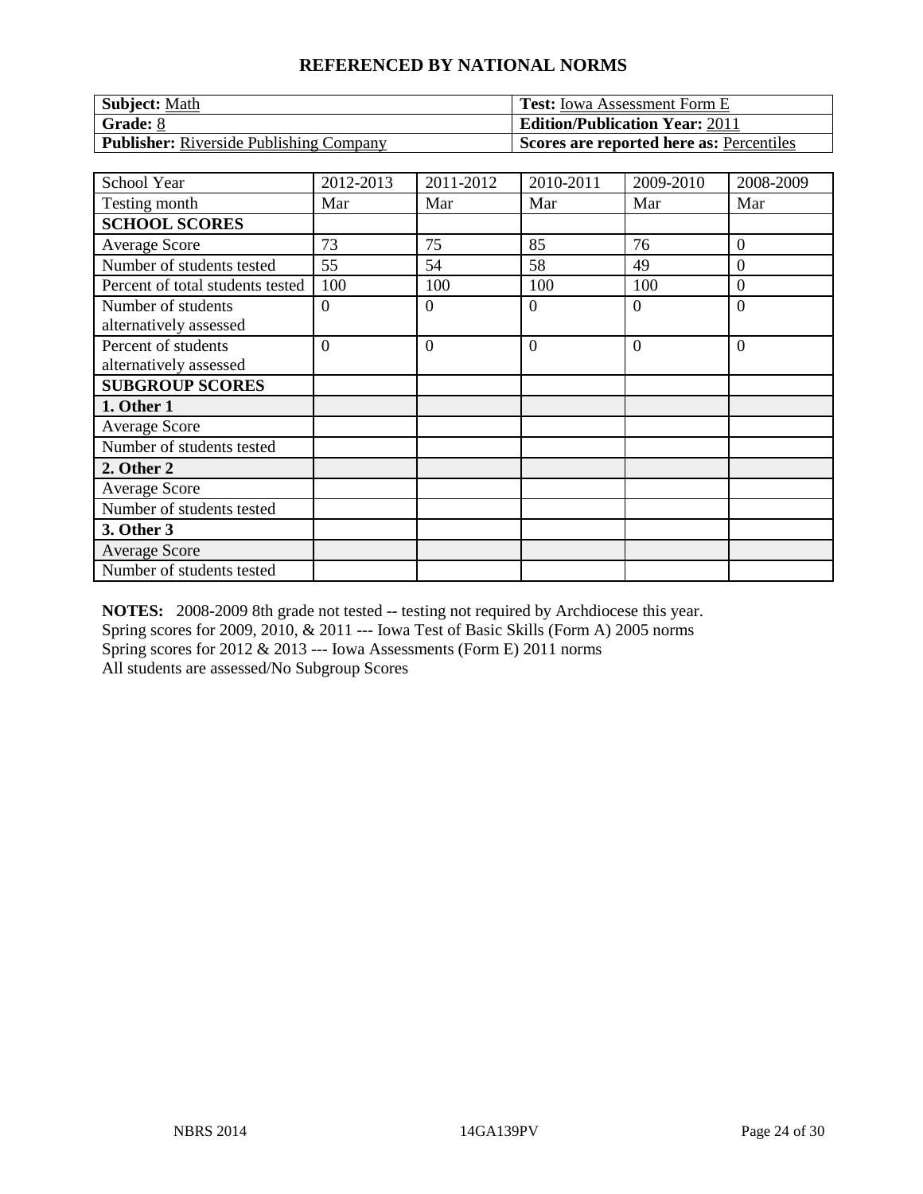## REFERENCED BY NATIONAL NORMS

| **Subject:** Math | **Test:** Iowa Assessment Form E |
|---|---|
| **Grade:** 8 | **Edition/Publication Year:** 2011 |
| **Publisher:** Riverside Publishing Company | **Scores are reported here as:** Percentiles |

| School Year | 2012-2013 | 2011-2012 | 2010-2011 | 2009-2010 | 2008-2009 |
|---|---|---|---|---|---|
| Testing month | Mar | Mar | Mar | Mar | Mar |
| **SCHOOL SCORES** | | | | | |
| Average Score | 73 | 75 | 85 | 76 | 0 |
| Number of students tested | 55 | 54 | 58 | 49 | 0 |
| Percent of total students tested | 100 | 100 | 100 | 100 | 0 |
| Number of students alternatively assessed | 0 | 0 | 0 | 0 | 0 |
| Percent of students alternatively assessed | 0 | 0 | 0 | 0 | 0 |
| **SUBGROUP SCORES** | | | | | |
| **1. Other 1** | | | | | |
| Average Score | | | | | |
| Number of students tested | | | | | |
| **2. Other 2** | | | | | |
| Average Score | | | | | |
| Number of students tested | | | | | |
| **3. Other 3** | | | | | |
| Average Score | | | | | |
| Number of students tested | | | | | |

**NOTES:** 2008-2009 8th grade not tested -- testing not required by Archdiocese this year.
Spring scores for 2009, 2010, & 2011 --- Iowa Test of Basic Skills (Form A) 2005 norms
Spring scores for 2012 & 2013 --- Iowa Assessments (Form E) 2011 norms
All students are assessed/No Subgroup Scores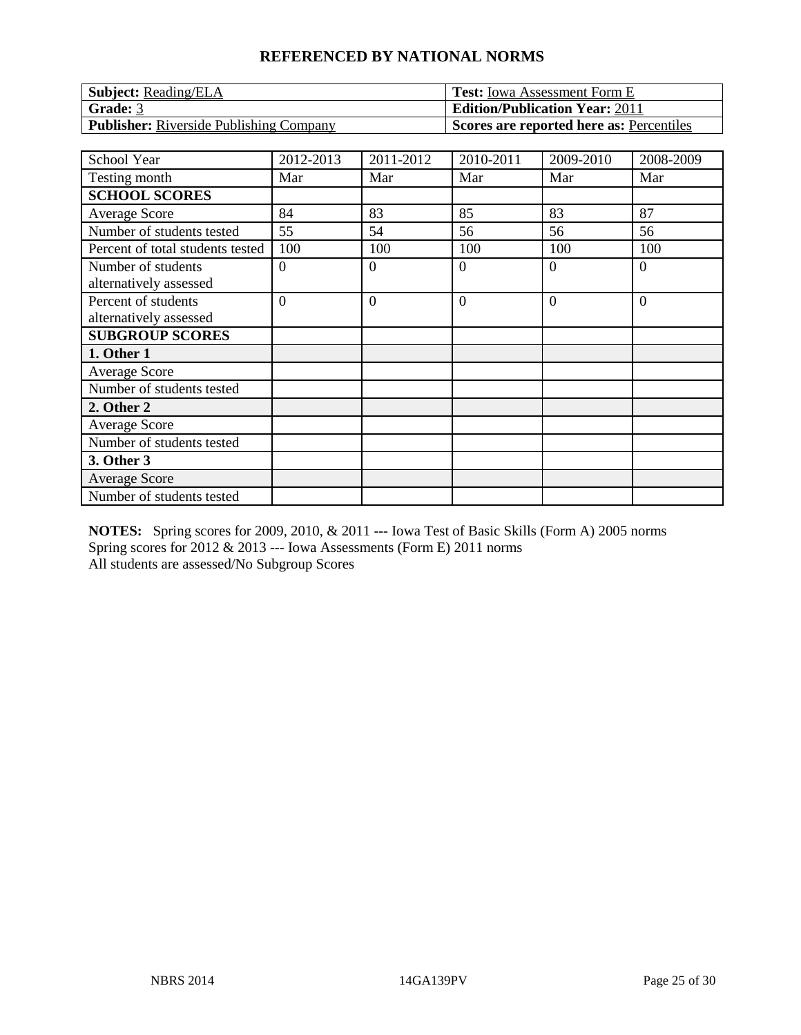## REFERENCED BY NATIONAL NORMS

| **Subject:** Reading/ELA | **Test:** Iowa Assessment Form E |
|---|---|
| **Grade:** 3 | **Edition/Publication Year:** 2011 |
| **Publisher:** Riverside Publishing Company | **Scores are reported here as:** Percentiles |

| School Year | 2012-2013 | 2011-2012 | 2010-2011 | 2009-2010 | 2008-2009 |
|---|---|---|---|---|---|
| Testing month | Mar | Mar | Mar | Mar | Mar |
| **SCHOOL SCORES** | | | | | |
| Average Score | 84 | 83 | 85 | 83 | 87 |
| Number of students tested | 55 | 54 | 56 | 56 | 56 |
| Percent of total students tested | 100 | 100 | 100 | 100 | 100 |
| Number of students alternatively assessed | 0 | 0 | 0 | 0 | 0 |
| Percent of students alternatively assessed | 0 | 0 | 0 | 0 | 0 |
| **SUBGROUP SCORES** | | | | | |
| **1. Other 1** | | | | | |
| Average Score | | | | | |
| Number of students tested | | | | | |
| **2. Other 2** | | | | | |
| Average Score | | | | | |
| Number of students tested | | | | | |
| **3. Other 3** | | | | | |
| Average Score | | | | | |
| Number of students tested | | | | | |

**NOTES:** Spring scores for 2009, 2010, & 2011 --- Iowa Test of Basic Skills (Form A) 2005 norms
Spring scores for 2012 & 2013 --- Iowa Assessments (Form E) 2011 norms
All students are assessed/No Subgroup Scores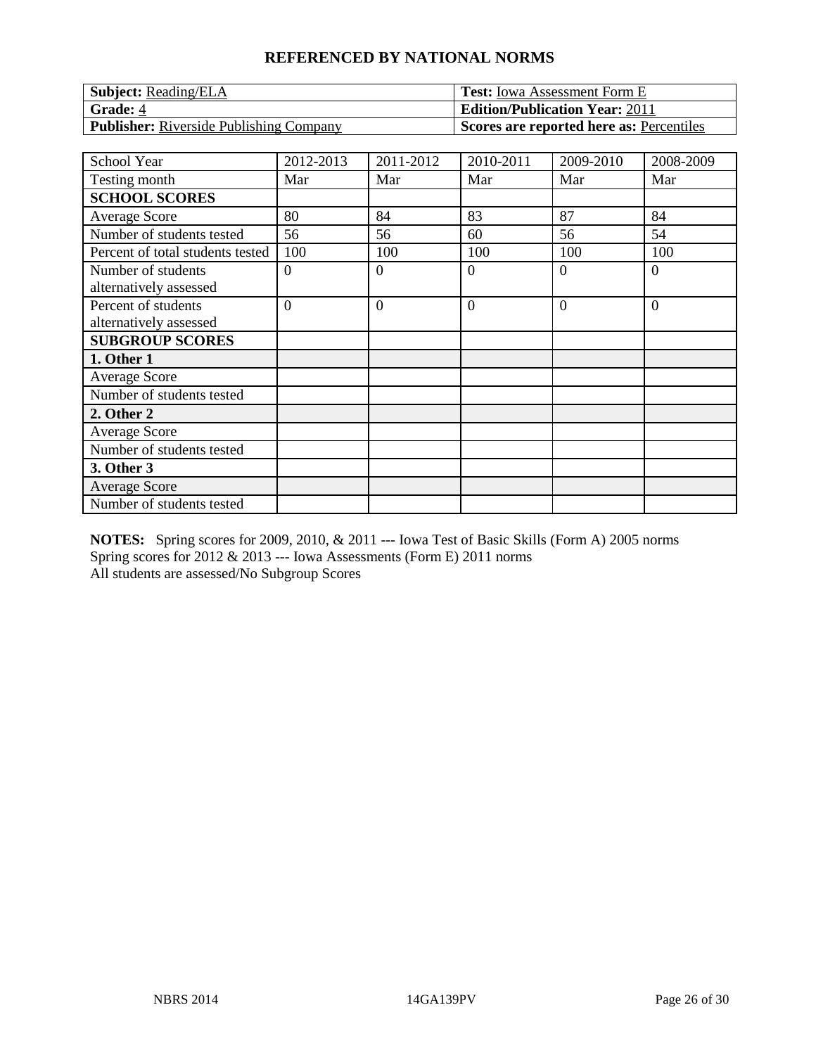## REFERENCED BY NATIONAL NORMS

| **Subject:** Reading/ELA | **Test:** Iowa Assessment Form E |
|---|---|
| **Grade:** 4 | **Edition/Publication Year:** 2011 |
| **Publisher:** Riverside Publishing Company | **Scores are reported here as:** Percentiles |

| School Year | 2012-2013 | 2011-2012 | 2010-2011 | 2009-2010 | 2008-2009 |
|---|---|---|---|---|---|
| Testing month | Mar | Mar | Mar | Mar | Mar |
| **SCHOOL SCORES** | | | | | |
| Average Score | 80 | 84 | 83 | 87 | 84 |
| Number of students tested | 56 | 56 | 60 | 56 | 54 |
| Percent of total students tested | 100 | 100 | 100 | 100 | 100 |
| Number of students alternatively assessed | 0 | 0 | 0 | 0 | 0 |
| Percent of students alternatively assessed | 0 | 0 | 0 | 0 | 0 |
| **SUBGROUP SCORES** | | | | | |
| **1. Other 1** | | | | | |
| Average Score | | | | | |
| Number of students tested | | | | | |
| **2. Other 2** | | | | | |
| Average Score | | | | | |
| Number of students tested | | | | | |
| **3. Other 3** | | | | | |
| Average Score | | | | | |
| Number of students tested | | | | | |

**NOTES:** Spring scores for 2009, 2010, & 2011 --- Iowa Test of Basic Skills (Form A) 2005 norms
Spring scores for 2012 & 2013 --- Iowa Assessments (Form E) 2011 norms
All students are assessed/No Subgroup Scores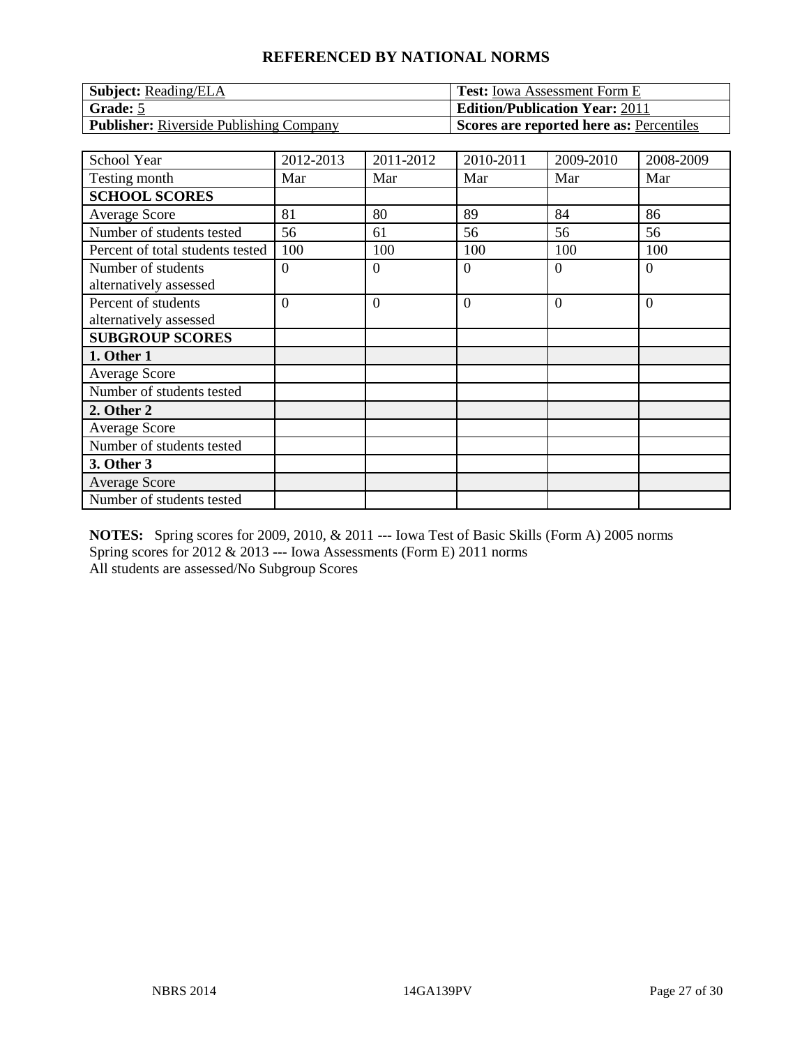## REFERENCED BY NATIONAL NORMS

| **Subject:** Reading/ELA | **Test:** Iowa Assessment Form E |
|---|---|
| **Grade:** 5 | **Edition/Publication Year:** 2011 |
| **Publisher:** Riverside Publishing Company | **Scores are reported here as:** Percentiles |

| School Year | 2012-2013 | 2011-2012 | 2010-2011 | 2009-2010 | 2008-2009 |
|---|---|---|---|---|---|
| Testing month | Mar | Mar | Mar | Mar | Mar |
| **SCHOOL SCORES** | | | | | |
| Average Score | 81 | 80 | 89 | 84 | 86 |
| Number of students tested | 56 | 61 | 56 | 56 | 56 |
| Percent of total students tested | 100 | 100 | 100 | 100 | 100 |
| Number of students alternatively assessed | 0 | 0 | 0 | 0 | 0 |
| Percent of students alternatively assessed | 0 | 0 | 0 | 0 | 0 |
| **SUBGROUP SCORES** | | | | | |
| **1. Other 1** | | | | | |
| Average Score | | | | | |
| Number of students tested | | | | | |
| **2. Other 2** | | | | | |
| Average Score | | | | | |
| Number of students tested | | | | | |
| **3. Other 3** | | | | | |
| Average Score | | | | | |
| Number of students tested | | | | | |

**NOTES:** Spring scores for 2009, 2010, & 2011 --- Iowa Test of Basic Skills (Form A) 2005 norms
Spring scores for 2012 & 2013 --- Iowa Assessments (Form E) 2011 norms
All students are assessed/No Subgroup Scores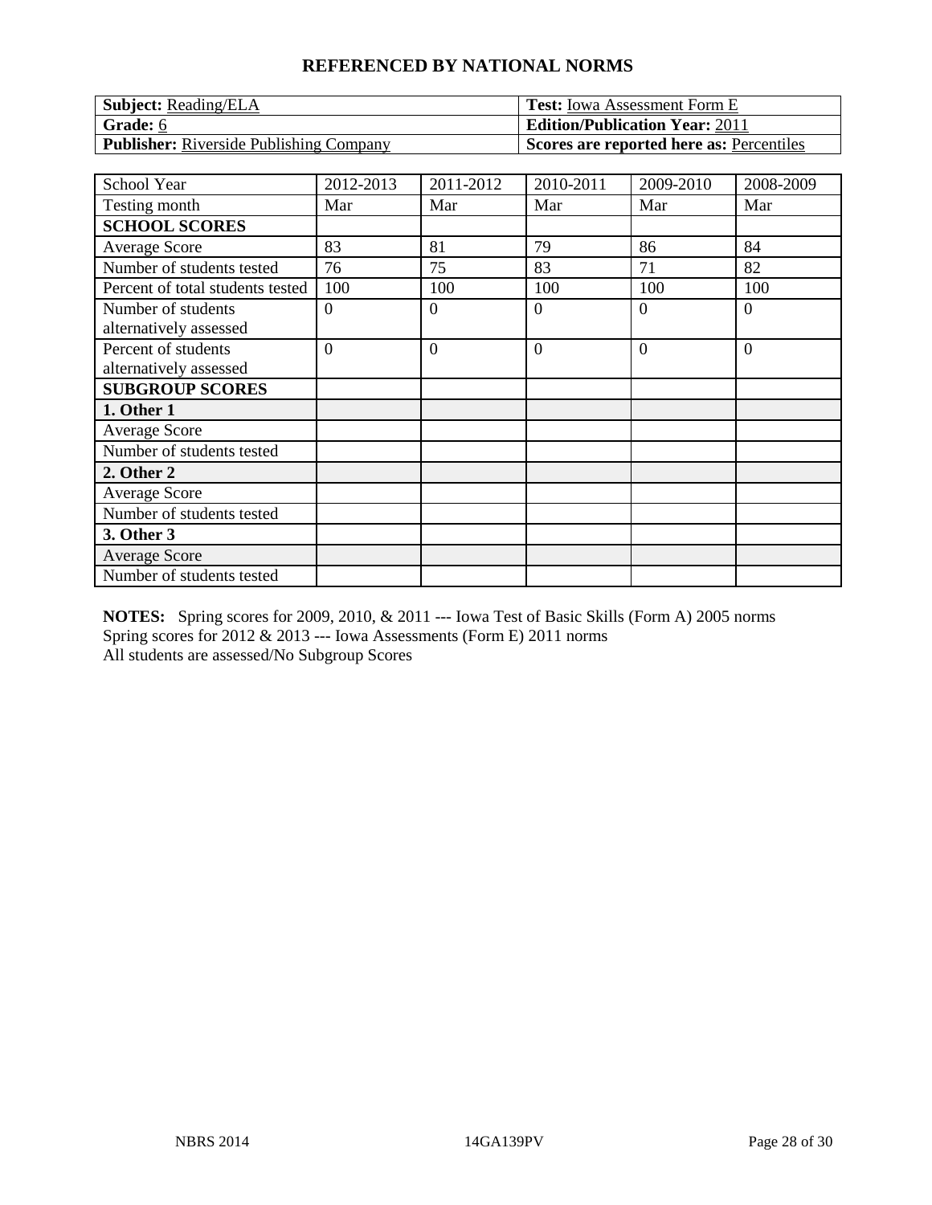## REFERENCED BY NATIONAL NORMS

| **Subject:** Reading/ELA | **Test:** Iowa Assessment Form E |
|---|---|
| **Grade:** 6 | **Edition/Publication Year:** 2011 |
| **Publisher:** Riverside Publishing Company | **Scores are reported here as:** Percentiles |

| School Year | 2012-2013 | 2011-2012 | 2010-2011 | 2009-2010 | 2008-2009 |
|---|---|---|---|---|---|
| Testing month | Mar | Mar | Mar | Mar | Mar |
| **SCHOOL SCORES** | | | | | |
| Average Score | 83 | 81 | 79 | 86 | 84 |
| Number of students tested | 76 | 75 | 83 | 71 | 82 |
| Percent of total students tested | 100 | 100 | 100 | 100 | 100 |
| Number of students alternatively assessed | 0 | 0 | 0 | 0 | 0 |
| Percent of students alternatively assessed | 0 | 0 | 0 | 0 | 0 |
| **SUBGROUP SCORES** | | | | | |
| **1. Other 1** | | | | | |
| Average Score | | | | | |
| Number of students tested | | | | | |
| **2. Other 2** | | | | | |
| Average Score | | | | | |
| Number of students tested | | | | | |
| **3. Other 3** | | | | | |
| Average Score | | | | | |
| Number of students tested | | | | | |

**NOTES:** Spring scores for 2009, 2010, & 2011 --- Iowa Test of Basic Skills (Form A) 2005 norms
Spring scores for 2012 & 2013 --- Iowa Assessments (Form E) 2011 norms
All students are assessed/No Subgroup Scores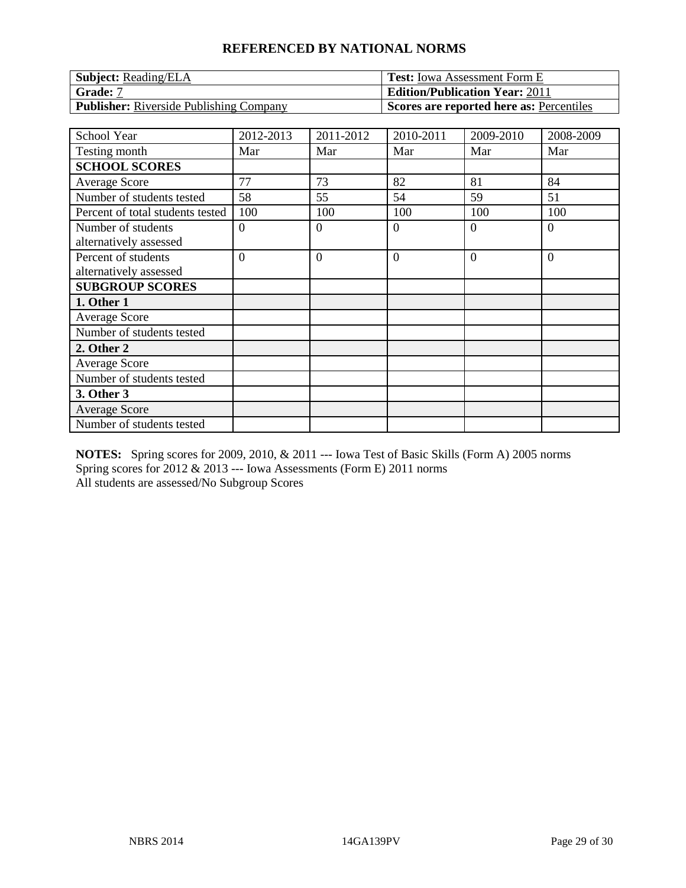## REFERENCED BY NATIONAL NORMS

| **Subject:** Reading/ELA | **Test:** Iowa Assessment Form E |
|---|---|
| **Grade:** 7 | **Edition/Publication Year:** 2011 |
| **Publisher:** Riverside Publishing Company | **Scores are reported here as:** Percentiles |

| School Year | 2012-2013 | 2011-2012 | 2010-2011 | 2009-2010 | 2008-2009 |
|---|---|---|---|---|---|
| Testing month | Mar | Mar | Mar | Mar | Mar |
| **SCHOOL SCORES** | | | | | |
| Average Score | 77 | 73 | 82 | 81 | 84 |
| Number of students tested | 58 | 55 | 54 | 59 | 51 |
| Percent of total students tested | 100 | 100 | 100 | 100 | 100 |
| Number of students alternatively assessed | 0 | 0 | 0 | 0 | 0 |
| Percent of students alternatively assessed | 0 | 0 | 0 | 0 | 0 |
| **SUBGROUP SCORES** | | | | | |
| **1. Other 1** | | | | | |
| Average Score | | | | | |
| Number of students tested | | | | | |
| **2. Other 2** | | | | | |
| Average Score | | | | | |
| Number of students tested | | | | | |
| **3. Other 3** | | | | | |
| Average Score | | | | | |
| Number of students tested | | | | | |

**NOTES:** Spring scores for 2009, 2010, & 2011 --- Iowa Test of Basic Skills (Form A) 2005 norms
Spring scores for 2012 & 2013 --- Iowa Assessments (Form E) 2011 norms
All students are assessed/No Subgroup Scores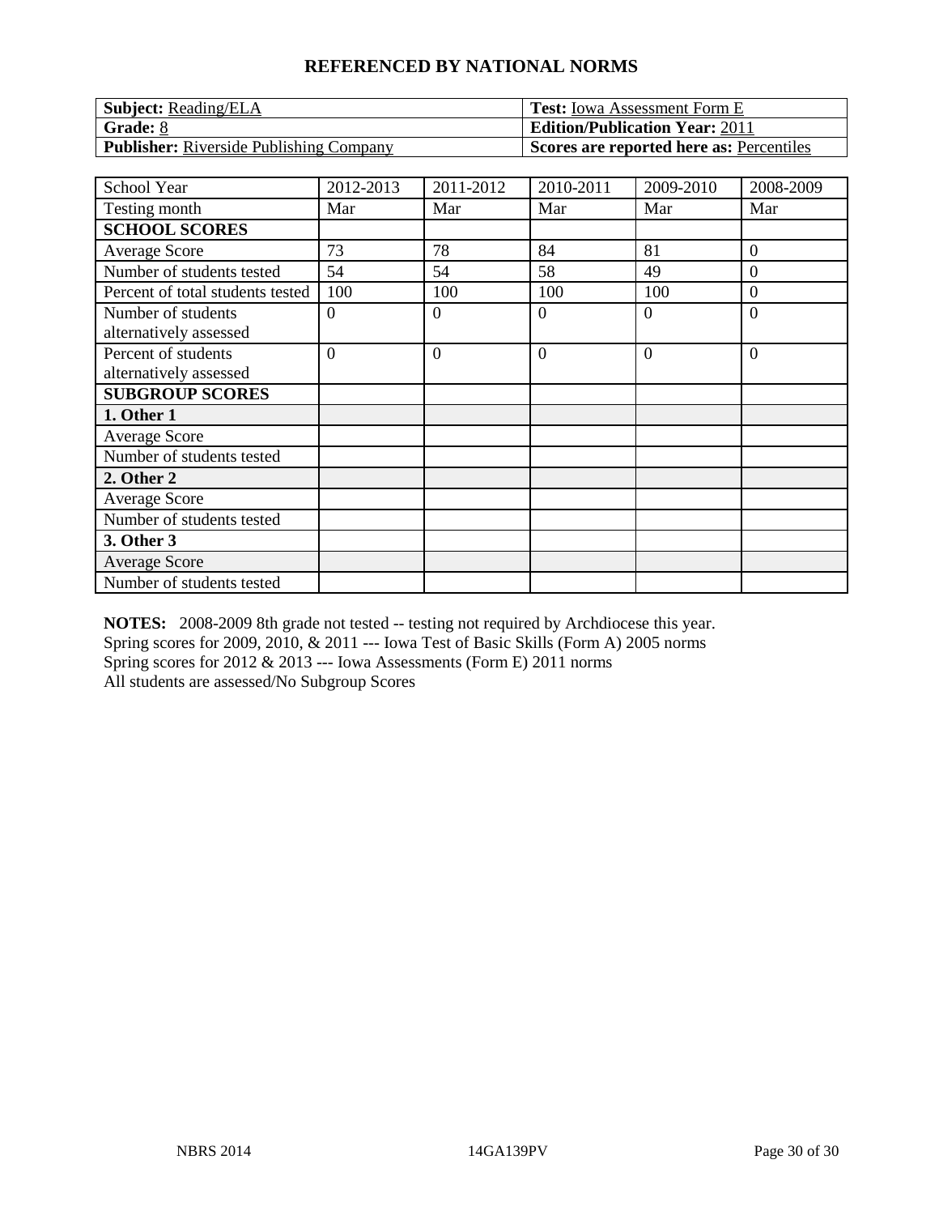# REFERENCED BY NATIONAL NORMS

| | |
|---|---|
| **Subject:** Reading/ELA | **Test:** Iowa Assessment Form E |
| **Grade:** 8 | **Edition/Publication Year:** 2011 |
| **Publisher:** Riverside Publishing Company | **Scores are reported here as:** Percentiles |

| School Year | 2012-2013 | 2011-2012 | 2010-2011 | 2009-2010 | 2008-2009 |
|---|---|---|---|---|---|
| Testing month | Mar | Mar | Mar | Mar | Mar |
| **SCHOOL SCORES** | | | | | |
| Average Score | 73 | 78 | 84 | 81 | 0 |
| Number of students tested | 54 | 54 | 58 | 49 | 0 |
| Percent of total students tested | 100 | 100 | 100 | 100 | 0 |
| Number of students alternatively assessed | 0 | 0 | 0 | 0 | 0 |
| Percent of students alternatively assessed | 0 | 0 | 0 | 0 | 0 |
| **SUBGROUP SCORES** | | | | | |
| **1. Other 1** | | | | | |
| Average Score | | | | | |
| Number of students tested | | | | | |
| **2. Other 2** | | | | | |
| Average Score | | | | | |
| Number of students tested | | | | | |
| **3. Other 3** | | | | | |
| Average Score | | | | | |
| Number of students tested | | | | | |

**NOTES:** 2008-2009 8th grade not tested -- testing not required by Archdiocese this year.
Spring scores for 2009, 2010, & 2011 --- Iowa Test of Basic Skills (Form A) 2005 norms
Spring scores for 2012 & 2013 --- Iowa Assessments (Form E) 2011 norms
All students are assessed/No Subgroup Scores